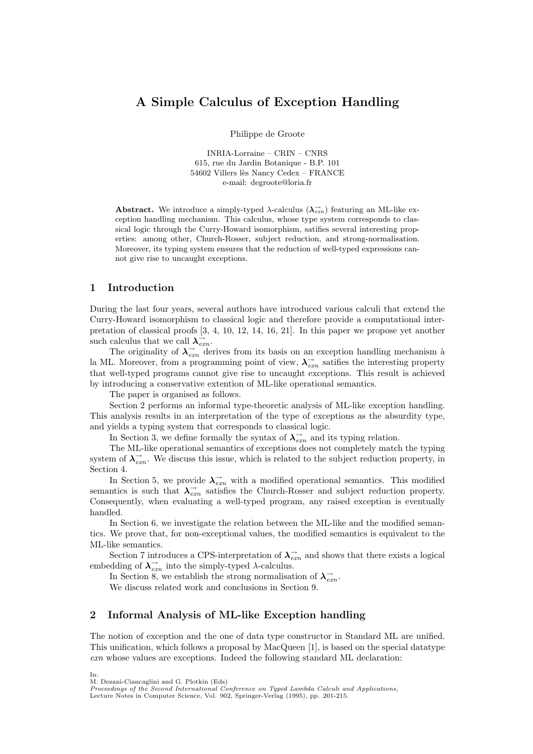# A Simple Calculus of Exception Handling

Philippe de Groote

INRIA-Lorraine – CRIN – CNRS
615, rue du Jardin Botanique - B.P. 101
54602 Villers lès Nancy Cedex – FRANCE
e-mail: degroote@loria.fr

**Abstract.** We introduce a simply-typed $\lambda$-calculus ($\boldsymbol{\lambda}^{\rightarrow}_{exn}$) featuring an ML-like exception handling mechanism. This calculus, whose type system corresponds to classical logic through the Curry-Howard isomorphism, satisfies several interesting properties: among other, Church-Rosser, subject reduction, and strong-normalisation. Moreover, its typing system ensures that the reduction of well-typed expressions cannot give rise to uncaught exceptions.

## 1 Introduction

During the last four years, several authors have introduced various calculi that extend the Curry-Howard isomorphism to classical logic and therefore provide a computational interpretation of classical proofs [3, 4, 10, 12, 14, 16, 21]. In this paper we propose yet another such calculus that we call $\boldsymbol{\lambda}^{\rightarrow}_{exn}$.

The originality of $\boldsymbol{\lambda}^{\rightarrow}_{exn}$ derives from its basis on an exception handling mechanism à la ML. Moreover, from a programming point of view, $\boldsymbol{\lambda}^{\rightarrow}_{exn}$ satisfies the interesting property that well-typed programs cannot give rise to uncaught exceptions. This result is achieved by introducing a conservative extention of ML-like operational semantics.

The paper is organised as follows.

Section 2 performs an informal type-theoretic analysis of ML-like exception handling. This analysis results in an interpretation of the type of exceptions as the absurdity type, and yields a typing system that corresponds to classical logic.

In Section 3, we define formally the syntax of $\boldsymbol{\lambda}^{\rightarrow}_{exn}$ and its typing relation.

The ML-like operational semantics of exceptions does not completely match the typing system of $\boldsymbol{\lambda}^{\rightarrow}_{exn}$. We discuss this issue, which is related to the subject reduction property, in Section 4.

In Section 5, we provide $\boldsymbol{\lambda}^{\rightarrow}_{exn}$ with a modified operational semantics. This modified semantics is such that $\boldsymbol{\lambda}^{\rightarrow}_{exn}$ satisfies the Church-Rosser and subject reduction property. Consequently, when evaluating a well-typed program, any raised exception is eventually handled.

In Section 6, we investigate the relation between the ML-like and the modified semantics. We prove that, for non-exceptional values, the modified semantics is equivalent to the ML-like semantics.

Section 7 introduces a CPS-interpretation of $\boldsymbol{\lambda}^{\rightarrow}_{exn}$ and shows that there exists a logical embedding of $\boldsymbol{\lambda}^{\rightarrow}_{exn}$ into the simply-typed $\lambda$-calculus.

In Section 8, we establish the strong normalisation of $\boldsymbol{\lambda}^{\rightarrow}_{exn}$.

We discuss related work and conclusions in Section 9.

## 2 Informal Analysis of ML-like Exception handling

The notion of exception and the one of data type constructor in Standard ML are unified. This unification, which follows a proposal by MacQueen [1], is based on the special datatype *exn* whose values are exceptions. Indeed the following standard ML declaration:

In:
M. Dezani-Ciancaglini and G. Plotkin (Eds)
*Proceedings of the Second International Conference on Typed Lambda Calculi and Applications,*
Lecture Notes in Computer Science, Vol. 902, Springer-Verlag (1995), pp. 201-215.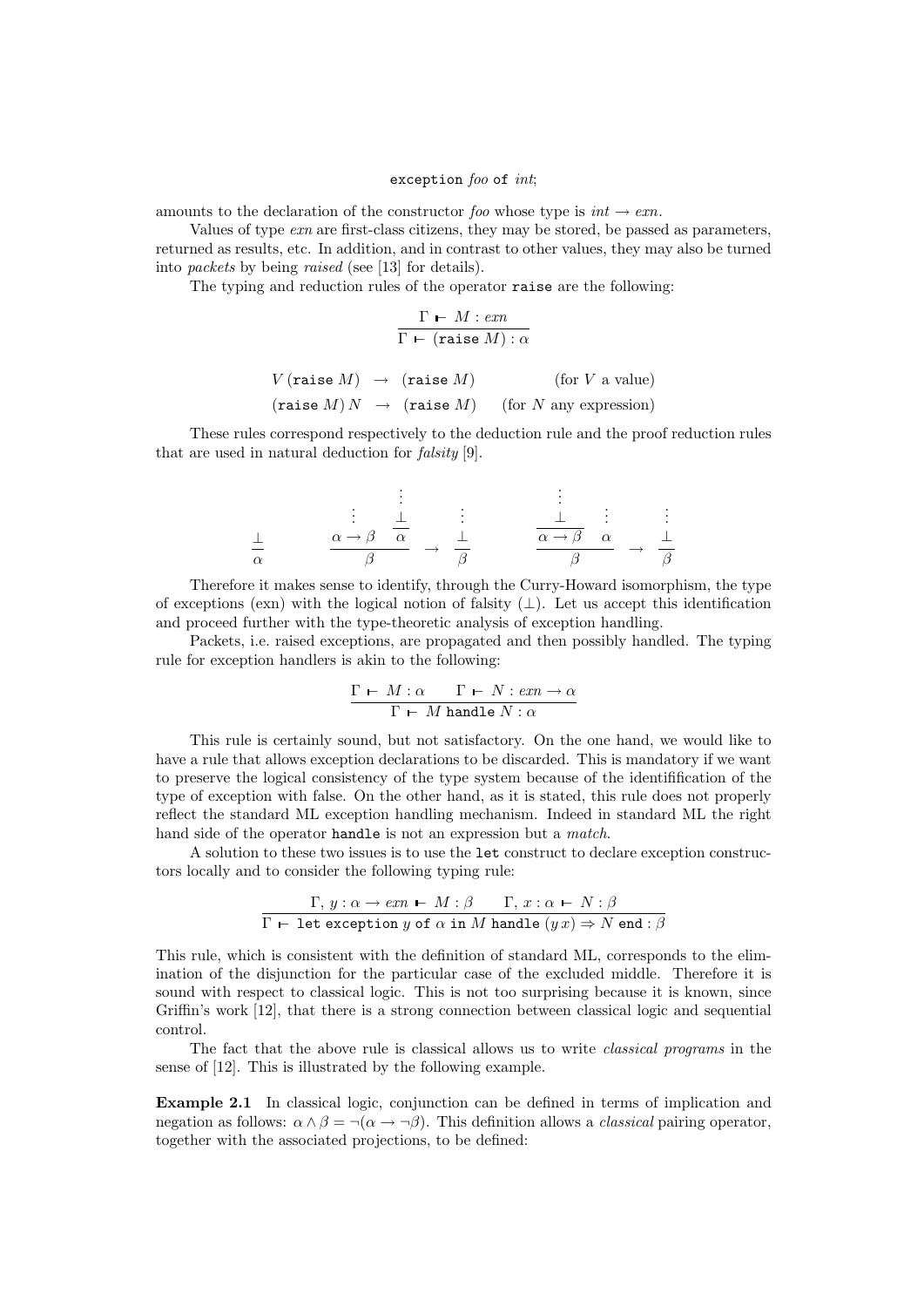$$\texttt{exception}\ \mathit{foo}\ \texttt{of}\ \mathit{int};$$

amounts to the declaration of the constructor *foo* whose type is $int \rightarrow exn$.

Values of type *exn* are first-class citizens, they may be stored, be passed as parameters, returned as results, etc. In addition, and in contrast to other values, they may also be turned into *packets* by being *raised* (see [13] for details).

The typing and reduction rules of the operator `raise` are the following:

$$\frac{\Gamma \vdash M : exn}{\Gamma \vdash (\texttt{raise}\ M) : \alpha}$$

$$\begin{array}{lcll} V\,(\texttt{raise}\ M) & \rightarrow & (\texttt{raise}\ M) & \quad (\text{for } V \text{ a value}) \\ (\texttt{raise}\ M)\,N & \rightarrow & (\texttt{raise}\ M) & \quad (\text{for } N \text{ any expression}) \end{array}$$

These rules correspond respectively to the deduction rule and the proof reduction rules that are used in natural deduction for *falsity* [9].

$$\frac{\bot}{\alpha} \qquad \frac{\begin{array}{c}\vdots\\ \alpha \rightarrow \beta\end{array} \quad \dfrac{\begin{array}{c}\vdots\\ \bot\end{array}}{\alpha}}{\beta} \;\rightarrow\; \frac{\begin{array}{c}\vdots\\ \bot\end{array}}{\beta} \qquad \frac{\dfrac{\begin{array}{c}\vdots\\ \bot\end{array}}{\alpha \rightarrow \beta} \quad \begin{array}{c}\vdots\\ \alpha\end{array}}{\beta} \;\rightarrow\; \frac{\begin{array}{c}\vdots\\ \bot\end{array}}{\beta}$$

Therefore it makes sense to identify, through the Curry-Howard isomorphism, the type of exceptions (exn) with the logical notion of falsity ($\bot$). Let us accept this identification and proceed further with the type-theoretic analysis of exception handling.

Packets, i.e. raised exceptions, are propagated and then possibly handled. The typing rule for exception handlers is akin to the following:

$$\frac{\Gamma \vdash M : \alpha \qquad \Gamma \vdash N : exn \rightarrow \alpha}{\Gamma \vdash M\ \texttt{handle}\ N : \alpha}$$

This rule is certainly sound, but not satisfactory. On the one hand, we would like to have a rule that allows exception declarations to be discarded. This is mandatory if we want to preserve the logical consistency of the type system because of the identifification of the type of exception with false. On the other hand, as it is stated, this rule does not properly reflect the standard ML exception handling mechanism. Indeed in standard ML the right hand side of the operator `handle` is not an expression but a *match*.

A solution to these two issues is to use the `let` construct to declare exception constructors locally and to consider the following typing rule:

$$\frac{\Gamma,\, y : \alpha \rightarrow exn \vdash M : \beta \qquad \Gamma,\, x : \alpha \vdash N : \beta}{\Gamma \vdash \texttt{let exception}\ y\ \texttt{of}\ \alpha\ \texttt{in}\ M\ \texttt{handle}\ (y\,x) \Rightarrow N\ \texttt{end} : \beta}$$

This rule, which is consistent with the definition of standard ML, corresponds to the elimination of the disjunction for the particular case of the excluded middle. Therefore it is sound with respect to classical logic. This is not too surprising because it is known, since Griffin's work [12], that there is a strong connection between classical logic and sequential control.

The fact that the above rule is classical allows us to write *classical programs* in the sense of [12]. This is illustrated by the following example.

**Example 2.1** In classical logic, conjunction can be defined in terms of implication and negation as follows: $\alpha \wedge \beta = \neg(\alpha \rightarrow \neg\beta)$. This definition allows a *classical* pairing operator, together with the associated projections, to be defined: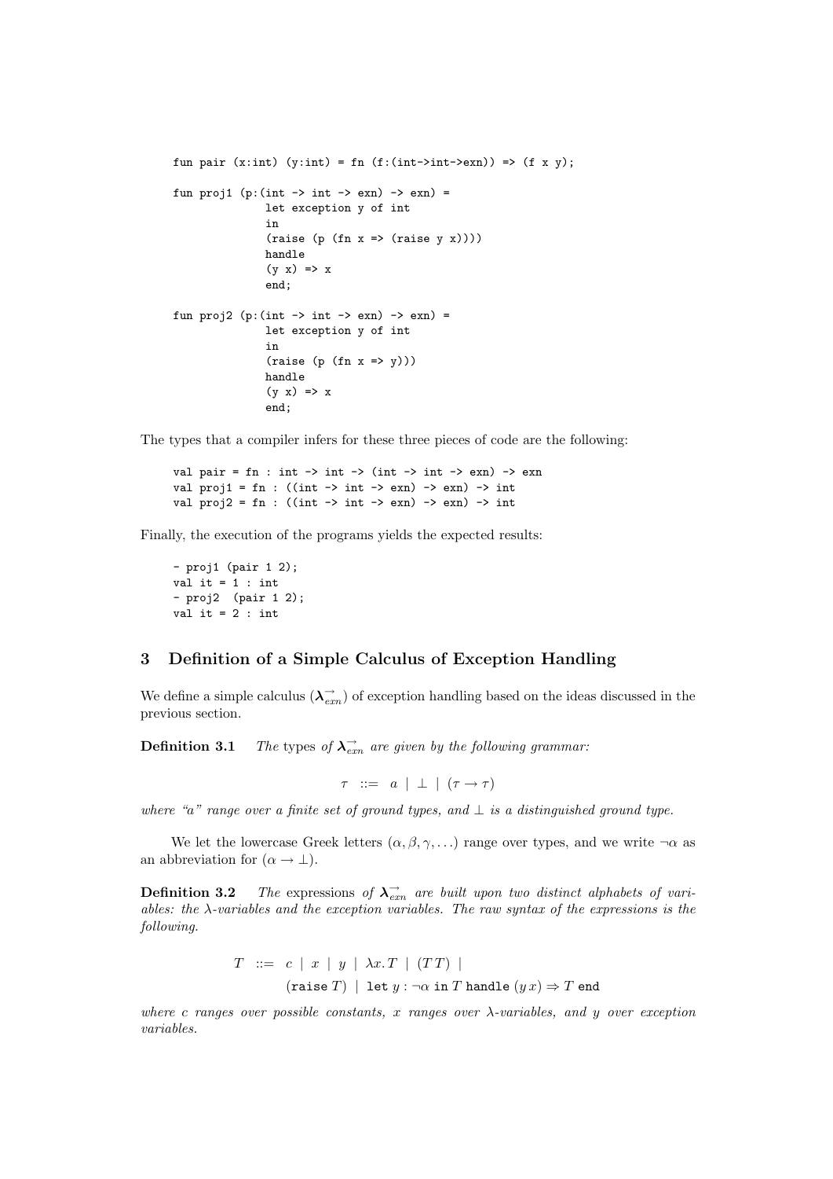```
fun pair (x:int) (y:int) = fn (f:(int->int->exn)) => (f x y);

fun proj1 (p:(int -> int -> exn) -> exn) =
              let exception y of int
              in
              (raise (p (fn x => (raise y x))))
              handle
              (y x) => x
              end;

fun proj2 (p:(int -> int -> exn) -> exn) =
              let exception y of int
              in
              (raise (p (fn x => y)))
              handle
              (y x) => x
              end;
```

The types that a compiler infers for these three pieces of code are the following:

```
val pair = fn : int -> int -> (int -> int -> exn) -> exn
val proj1 = fn : ((int -> int -> exn) -> exn) -> int
val proj2 = fn : ((int -> int -> exn) -> exn) -> int
```

Finally, the execution of the programs yields the expected results:

```
- proj1 (pair 1 2);
val it = 1 : int
- proj2  (pair 1 2);
val it = 2 : int
```

## 3 Definition of a Simple Calculus of Exception Handling

We define a simple calculus ($\boldsymbol{\lambda}_{exn}^{\rightarrow}$) of exception handling based on the ideas discussed in the previous section.

**Definition 3.1** *The* types *of $\boldsymbol{\lambda}_{exn}^{\rightarrow}$ are given by the following grammar:*

$$\tau \ ::= \ a \mid \bot \mid (\tau \rightarrow \tau)$$

*where "a" range over a finite set of ground types, and $\bot$ is a distinguished ground type.*

We let the lowercase Greek letters $(\alpha, \beta, \gamma, \ldots)$ range over types, and we write $\neg\alpha$ as an abbreviation for $(\alpha \rightarrow \bot)$.

**Definition 3.2** *The* expressions *of $\boldsymbol{\lambda}_{exn}^{\rightarrow}$ are built upon two distinct alphabets of variables: the $\lambda$-variables and the exception variables. The raw syntax of the expressions is the following.*

$$\begin{aligned} T \ ::= \ & c \mid x \mid y \mid \lambda x.\, T \mid (T\, T) \mid \\ & (\texttt{raise}\ T) \mid \texttt{let}\ y : \neg\alpha\ \texttt{in}\ T\ \texttt{handle}\ (y\, x) \Rightarrow T\ \texttt{end} \end{aligned}$$

*where c ranges over possible constants, x ranges over $\lambda$-variables, and y over exception variables.*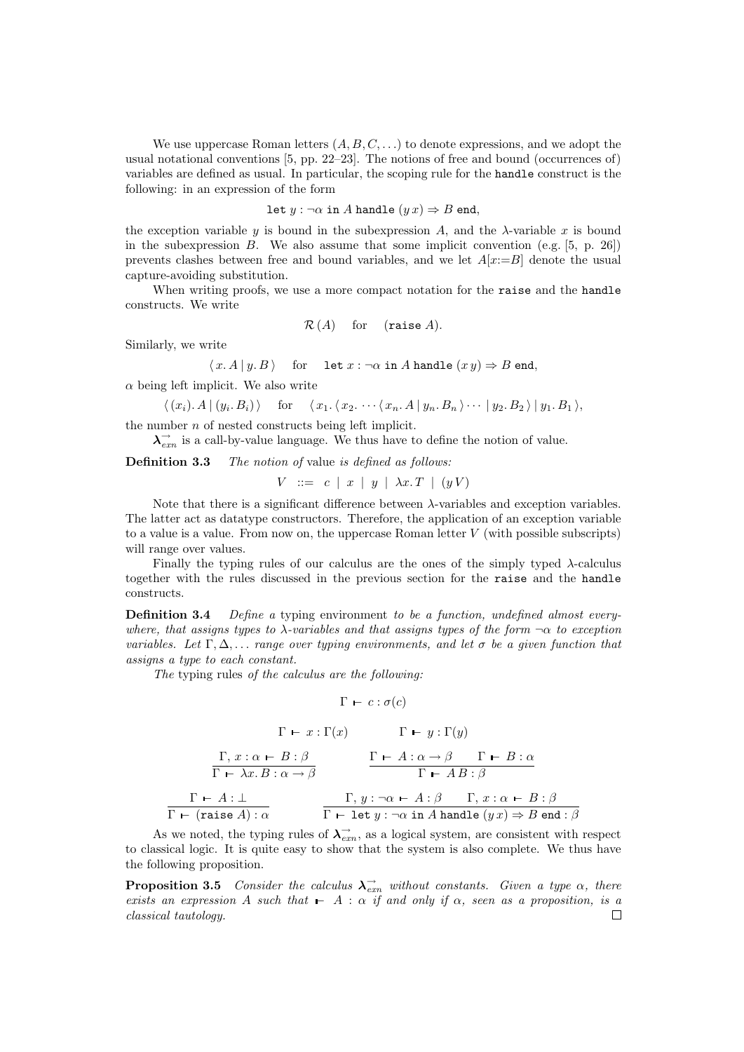We use uppercase Roman letters $(A, B, C, \ldots)$ to denote expressions, and we adopt the usual notational conventions [5, pp. 22–23]. The notions of free and bound (occurrences of) variables are defined as usual. In particular, the scoping rule for the `handle` construct is the following: in an expression of the form

$$\texttt{let}\; y : \neg\alpha \;\texttt{in}\; A \;\texttt{handle}\; (y\,x) \Rightarrow B \;\texttt{end},$$

the exception variable $y$ is bound in the subexpression $A$, and the $\lambda$-variable $x$ is bound in the subexpression $B$. We also assume that some implicit convention (e.g. [5, p. 26]) prevents clashes between free and bound variables, and we let $A[x{:=}B]$ denote the usual capture-avoiding substitution.

When writing proofs, we use a more compact notation for the `raise` and the `handle` constructs. We write

$$\mathcal{R}\,(A) \quad \text{for} \quad (\texttt{raise}\; A).$$

Similarly, we write

$$\langle\, x.\, A \,|\, y.\, B \,\rangle \quad \text{for} \quad \texttt{let}\; x : \neg\alpha \;\texttt{in}\; A \;\texttt{handle}\; (x\,y) \Rightarrow B \;\texttt{end},$$

$\alpha$ being left implicit. We also write

$$\langle\, (x_i).\, A \,|\, (y_i.\, B_i) \,\rangle \quad \text{for} \quad \langle\, x_1.\, \langle\, x_2.\, \cdots \langle\, x_n.\, A \,|\, y_n.\, B_n \,\rangle \cdots \,|\, y_2.\, B_2 \,\rangle \,|\, y_1.\, B_1 \,\rangle,$$

the number $n$ of nested constructs being left implicit.

$\boldsymbol{\lambda}^{\rightarrow}_{exn}$ is a call-by-value language. We thus have to define the notion of value.

**Definition 3.3** *The notion of* value *is defined as follows:*

$$V \;::=\; c \;\mid\; x \;\mid\; y \;\mid\; \lambda x.\, T \;\mid\; (y\,V)$$

Note that there is a significant difference between $\lambda$-variables and exception variables. The latter act as datatype constructors. Therefore, the application of an exception variable to a value is a value. From now on, the uppercase Roman letter $V$ (with possible subscripts) will range over values.

Finally the typing rules of our calculus are the ones of the simply typed $\lambda$-calculus together with the rules discussed in the previous section for the `raise` and the `handle` constructs.

**Definition 3.4** *Define a* typing environment *to be a function, undefined almost everywhere, that assigns types to $\lambda$-variables and that assigns types of the form $\neg\alpha$ to exception variables. Let $\Gamma, \Delta, \ldots$ range over typing environments, and let $\sigma$ be a given function that assigns a type to each constant.*

*The* typing rules *of the calculus are the following:*

$$\Gamma \vdash c : \sigma(c)$$

$$\Gamma \vdash x : \Gamma(x) \qquad\qquad \Gamma \vdash y : \Gamma(y)$$

$$\frac{\Gamma,\, x : \alpha \vdash B : \beta}{\Gamma \vdash \lambda x.\, B : \alpha \to \beta} \qquad\qquad \frac{\Gamma \vdash A : \alpha \to \beta \qquad \Gamma \vdash B : \alpha}{\Gamma \vdash A\,B : \beta}$$

$$\frac{\Gamma \vdash A : \bot}{\Gamma \vdash (\texttt{raise}\; A) : \alpha} \qquad\qquad \frac{\Gamma,\, y : \neg\alpha \vdash A : \beta \qquad \Gamma,\, x : \alpha \vdash B : \beta}{\Gamma \vdash \texttt{let}\; y : \neg\alpha \;\texttt{in}\; A \;\texttt{handle}\; (y\,x) \Rightarrow B \;\texttt{end} : \beta}$$

As we noted, the typing rules of $\boldsymbol{\lambda}^{\rightarrow}_{exn}$, as a logical system, are consistent with respect to classical logic. It is quite easy to show that the system is also complete. We thus have the following proposition.

**Proposition 3.5** *Consider the calculus $\boldsymbol{\lambda}^{\rightarrow}_{exn}$ without constants. Given a type $\alpha$, there exists an expression $A$ such that $\vdash A : \alpha$ if and only if $\alpha$, seen as a proposition, is a classical tautology.* □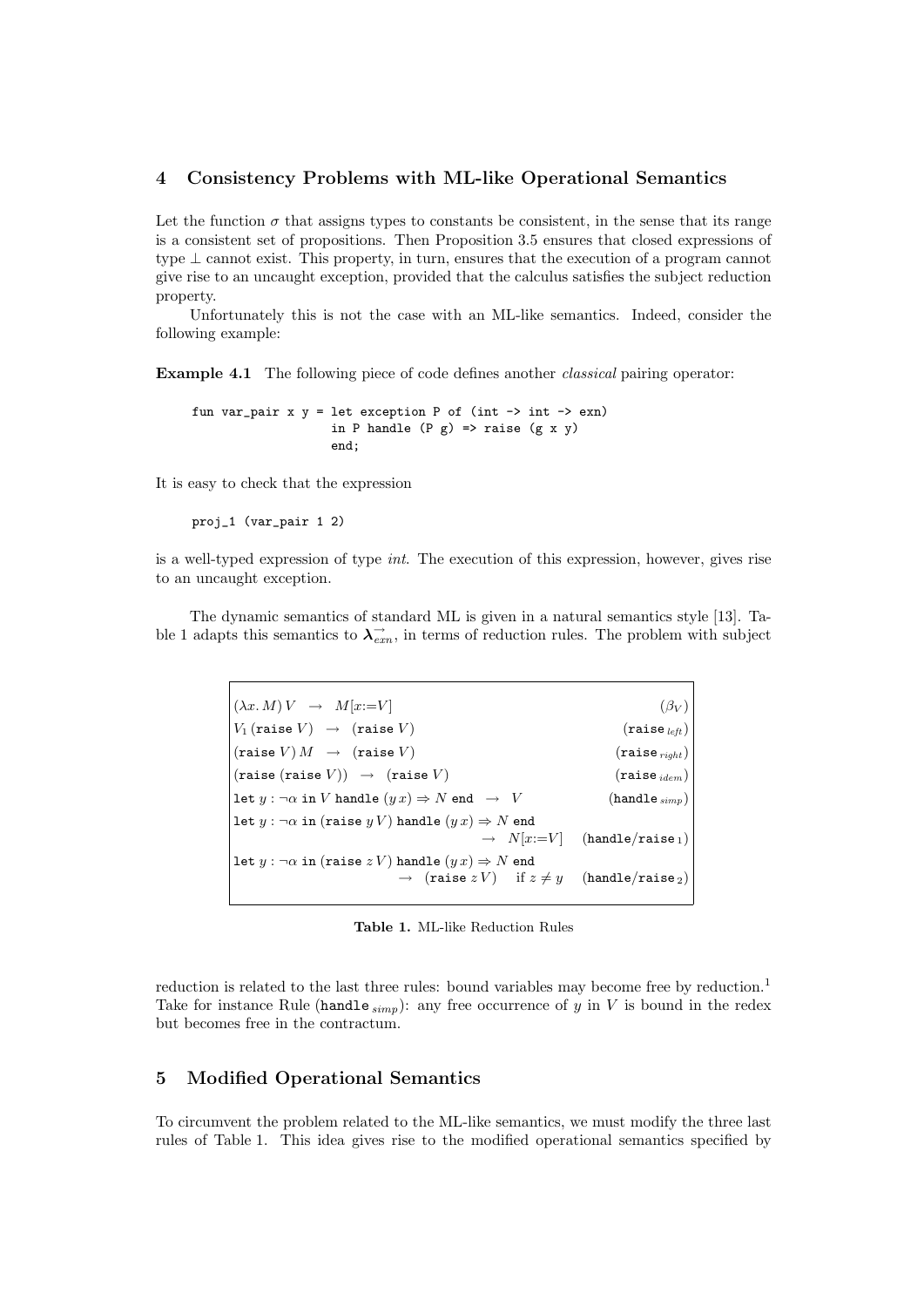## 4 Consistency Problems with ML-like Operational Semantics

Let the function $\sigma$ that assigns types to constants be consistent, in the sense that its range is a consistent set of propositions. Then Proposition 3.5 ensures that closed expressions of type $\bot$ cannot exist. This property, in turn, ensures that the execution of a program cannot give rise to an uncaught exception, provided that the calculus satisfies the subject reduction property.

Unfortunately this is not the case with an ML-like semantics. Indeed, consider the following example:

**Example 4.1** The following piece of code defines another *classical* pairing operator:

```
fun var_pair x y = let exception P of (int -> int -> exn)
                   in P handle (P g) => raise (g x y)
                   end;
```

It is easy to check that the expression

```
proj_1 (var_pair 1 2)
```

is a well-typed expression of type *int*. The execution of this expression, however, gives rise to an uncaught exception.

The dynamic semantics of standard ML is given in a natural semantics style [13]. Table 1 adapts this semantics to $\boldsymbol{\lambda}^{\rightarrow}_{exn}$, in terms of reduction rules. The problem with subject

| Rule | Name |
|---|---|
| $(\lambda x.\, M)\, V \;\rightarrow\; M[x{:=}V]$ | $(\beta_V)$ |
| $V_1\,(\texttt{raise}\; V) \;\rightarrow\; (\texttt{raise}\; V)$ | $(\texttt{raise}_{\,left})$ |
| $(\texttt{raise}\; V)\, M \;\rightarrow\; (\texttt{raise}\; V)$ | $(\texttt{raise}_{\,right})$ |
| $(\texttt{raise}\,(\texttt{raise}\; V)) \;\rightarrow\; (\texttt{raise}\; V)$ | $(\texttt{raise}_{\,idem})$ |
| $\texttt{let}\; y : \neg\alpha \;\texttt{in}\; V \;\texttt{handle}\; (y\, x) \Rightarrow N \;\texttt{end} \;\rightarrow\; V$ | $(\texttt{handle}_{\,simp})$ |
| $\texttt{let}\; y : \neg\alpha \;\texttt{in}\; (\texttt{raise}\; y\, V) \;\texttt{handle}\; (y\, x) \Rightarrow N \;\texttt{end} \;\rightarrow\; N[x{:=}V]$ | $(\texttt{handle/raise}_{\,1})$ |
| $\texttt{let}\; y : \neg\alpha \;\texttt{in}\; (\texttt{raise}\; z\, V) \;\texttt{handle}\; (y\, x) \Rightarrow N \;\texttt{end} \;\rightarrow\; (\texttt{raise}\; z\, V) \quad \text{if } z \neq y$ | $(\texttt{handle/raise}_{\,2})$ |

**Table 1.** ML-like Reduction Rules

reduction is related to the last three rules: bound variables may become free by reduction.[1] Take for instance Rule ($\texttt{handle}_{\,simp}$): any free occurrence of $y$ in $V$ is bound in the redex but becomes free in the contractum.

## 5 Modified Operational Semantics

To circumvent the problem related to the ML-like semantics, we must modify the three last rules of Table 1. This idea gives rise to the modified operational semantics specified by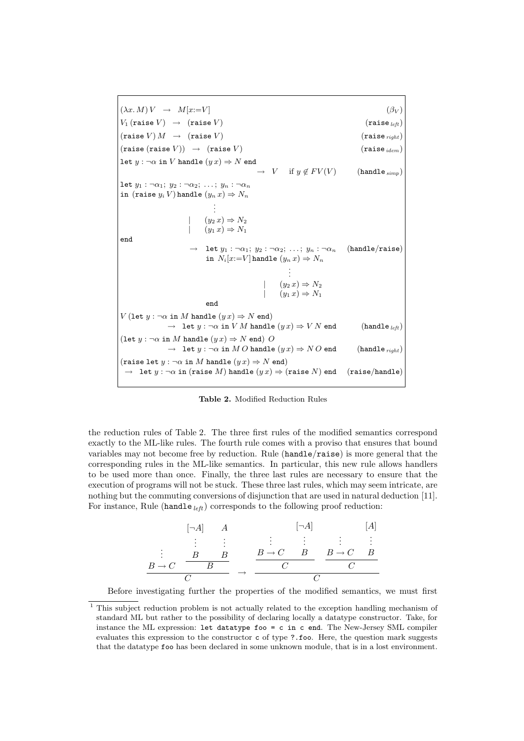$$
\begin{array}{lr}
(\lambda x.\, M)\, V \;\;\rightarrow\;\; M[x{:=}V] & (\beta_V) \\
V_1\,(\texttt{raise}\; V) \;\;\rightarrow\;\; (\texttt{raise}\; V) & (\texttt{raise}_{\,left}) \\
(\texttt{raise}\; V)\, M \;\;\rightarrow\;\; (\texttt{raise}\; V) & (\texttt{raise}_{\,right}) \\
(\texttt{raise}\,(\texttt{raise}\; V)) \;\;\rightarrow\;\; (\texttt{raise}\; V) & (\texttt{raise}_{\,idem}) \\
\texttt{let}\; y : \neg\alpha\; \texttt{in}\; V\; \texttt{handle}\; (y\, x) \Rightarrow N\; \texttt{end} & \\
\qquad\qquad\qquad\qquad \rightarrow\;\; V \quad \text{if } y \notin FV(V) & (\texttt{handle}_{\,simp}) \\
\texttt{let}\; y_1 : \neg\alpha_1;\; y_2 : \neg\alpha_2;\; \ldots;\; y_n : \neg\alpha_n & \\
\texttt{in}\; (\texttt{raise}\; y_i\, V)\, \texttt{handle}\; (y_n\, x) \Rightarrow N_n & \\
\qquad\qquad \vdots & \\
\qquad\qquad \mid \quad (y_2\, x) \Rightarrow N_2 & \\
\qquad\qquad \mid \quad (y_1\, x) \Rightarrow N_1 & \\
\texttt{end} & \\
\qquad \rightarrow\;\; \texttt{let}\; y_1 : \neg\alpha_1;\; y_2 : \neg\alpha_2;\; \ldots;\; y_n : \neg\alpha_n & (\texttt{handle/raise}) \\
\qquad\quad\;\; \texttt{in}\; N_i[x{:=}V]\, \texttt{handle}\; (y_n\, x) \Rightarrow N_n & \\
\qquad\qquad\qquad \vdots & \\
\qquad\qquad\qquad \mid \quad (y_2\, x) \Rightarrow N_2 & \\
\qquad\qquad\qquad \mid \quad (y_1\, x) \Rightarrow N_1 & \\
\qquad\quad\;\; \texttt{end} & \\
V\,(\texttt{let}\; y : \neg\alpha\; \texttt{in}\; M\; \texttt{handle}\; (y\, x) \Rightarrow N\; \texttt{end}) & \\
\qquad \rightarrow\;\; \texttt{let}\; y : \neg\alpha\; \texttt{in}\; V\, M\; \texttt{handle}\; (y\, x) \Rightarrow V\, N\; \texttt{end} & (\texttt{handle}_{\,left}) \\
(\texttt{let}\; y : \neg\alpha\; \texttt{in}\; M\; \texttt{handle}\; (y\, x) \Rightarrow N\; \texttt{end})\;\, O & \\
\qquad \rightarrow\;\; \texttt{let}\; y : \neg\alpha\; \texttt{in}\; M\, O\; \texttt{handle}\; (y\, x) \Rightarrow N\, O\; \texttt{end} & (\texttt{handle}_{\,right}) \\
(\texttt{raise}\; \texttt{let}\; y : \neg\alpha\; \texttt{in}\; M\; \texttt{handle}\; (y\, x) \Rightarrow N\; \texttt{end}) & \\
\;\rightarrow\;\; \texttt{let}\; y : \neg\alpha\; \texttt{in}\; (\texttt{raise}\; M)\; \texttt{handle}\; (y\, x) \Rightarrow (\texttt{raise}\; N)\; \texttt{end} & (\texttt{raise/handle})
\end{array}
$$

**Table 2.** Modified Reduction Rules

the reduction rules of Table 2. The three first rules of the modified semantics correspond exactly to the ML-like rules. The fourth rule comes with a proviso that ensures that bound variables may not become free by reduction. Rule (`handle`/`raise`) is more general that the corresponding rules in the ML-like semantics. In particular, this new rule allows handlers to be used more than once. Finally, the three last rules are necessary to ensure that the execution of programs will not be stuck. These three last rules, which may seem intricate, are nothing but the commuting conversions of disjunction that are used in natural deduction [11]. For instance, Rule ($\texttt{handle}_{\,left}$) corresponds to the following proof reduction:

$$
\dfrac{\begin{array}{c}\vdots\\ B \rightarrow C\end{array} \qquad \dfrac{\begin{array}{c}[\neg A]\\ \vdots \\ B\end{array} \quad \begin{array}{c}A\\ \vdots\\ B\end{array}}{B}}{C}
\quad\rightarrow\quad
\dfrac{\dfrac{\begin{array}{c}\vdots\\ B \rightarrow C\end{array} \quad \begin{array}{c}[\neg A]\\ \vdots\\ B\end{array}}{C} \qquad \dfrac{\begin{array}{c}\vdots\\ B \rightarrow C\end{array} \quad \begin{array}{c}[A]\\ \vdots\\ B\end{array}}{C}}{C}
$$

Before investigating further the properties of the modified semantics, we must first

---

[1] This subject reduction problem is not actually related to the exception handling mechanism of standard ML but rather to the possibility of declaring locally a datatype constructor. Take, for instance the ML expression: `let datatype foo = c in c end`. The New-Jersey SML compiler evaluates this expression to the constructor `c` of type `?.foo`. Here, the question mark suggests that the datatype `foo` has been declared in some unknown module, that is in a lost environment.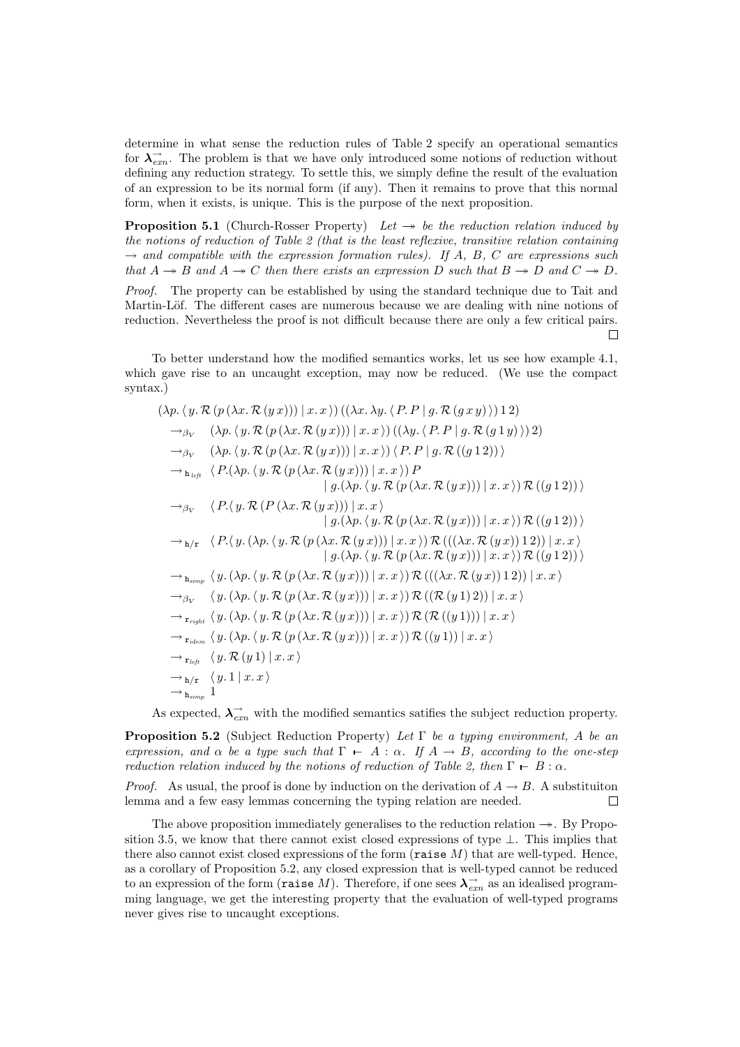determine in what sense the reduction rules of Table 2 specify an operational semantics for $\boldsymbol{\lambda}^{\rightarrow}_{exn}$. The problem is that we have only introduced some notions of reduction without defining any reduction strategy. To settle this, we simply define the result of the evaluation of an expression to be its normal form (if any). Then it remains to prove that this normal form, when it exists, is unique. This is the purpose of the next proposition.

**Proposition 5.1** (Church-Rosser Property) *Let $\twoheadrightarrow$ be the reduction relation induced by the notions of reduction of Table 2 (that is the least reflexive, transitive relation containing $\rightarrow$ and compatible with the expression formation rules). If $A$, $B$, $C$ are expressions such that $A \twoheadrightarrow B$ and $A \twoheadrightarrow C$ then there exists an expression $D$ such that $B \twoheadrightarrow D$ and $C \twoheadrightarrow D$.*

*Proof.* The property can be established by using the standard technique due to Tait and Martin-Löf. The different cases are numerous because we are dealing with nine notions of reduction. Nevertheless the proof is not difficult because there are only a few critical pairs. $\square$

To better understand how the modified semantics works, let us see how example 4.1, which gave rise to an uncaught exception, may now be reduced. (We use the compact syntax.)

$$
\begin{array}{ll}
& (\lambda p.\, \langle\, y.\, \mathcal{R}\,(p\,(\lambda x.\, \mathcal{R}\,(y\,x)))\mid x.\, x\,\rangle)\,((\lambda x.\, \lambda y.\, \langle\, P.\, P \mid g.\, \mathcal{R}\,(g\,x\,y)\,\rangle)\,1\,2) \\
\rightarrow_{\beta_V} & (\lambda p.\, \langle\, y.\, \mathcal{R}\,(p\,(\lambda x.\, \mathcal{R}\,(y\,x)))\mid x.\, x\,\rangle)\,((\lambda y.\, \langle\, P.\, P \mid g.\, \mathcal{R}\,(g\,1\,y)\,\rangle)\,2) \\
\rightarrow_{\beta_V} & (\lambda p.\, \langle\, y.\, \mathcal{R}\,(p\,(\lambda x.\, \mathcal{R}\,(y\,x)))\mid x.\, x\,\rangle)\,\langle\, P.\, P \mid g.\, \mathcal{R}\,((g\,1\,2))\,\rangle \\
\rightarrow_{\mathtt{h}_{left}} & \langle\, P.(\lambda p.\, \langle\, y.\, \mathcal{R}\,(p\,(\lambda x.\, \mathcal{R}\,(y\,x)))\mid x.\, x\,\rangle)\,P \\
& \qquad \mid g.(\lambda p.\, \langle\, y.\, \mathcal{R}\,(p\,(\lambda x.\, \mathcal{R}\,(y\,x)))\mid x.\, x\,\rangle)\,\mathcal{R}\,((g\,1\,2))\,\rangle \\
\rightarrow_{\beta_V} & \langle\, P.\langle\, y.\, \mathcal{R}\,(P\,(\lambda x.\, \mathcal{R}\,(y\,x)))\mid x.\, x\,\rangle \\
& \qquad \mid g.(\lambda p.\, \langle\, y.\, \mathcal{R}\,(p\,(\lambda x.\, \mathcal{R}\,(y\,x)))\mid x.\, x\,\rangle)\,\mathcal{R}\,((g\,1\,2))\,\rangle \\
\rightarrow_{\mathtt{h/r}} & \langle\, P.\langle\, y.\, (\lambda p.\, \langle\, y.\, \mathcal{R}\,(p\,(\lambda x.\, \mathcal{R}\,(y\,x)))\mid x.\, x\,\rangle)\,\mathcal{R}\,(((\lambda x.\, \mathcal{R}\,(y\,x))\,1\,2))\mid x.\, x\,\rangle \\
& \qquad \mid g.(\lambda p.\, \langle\, y.\, \mathcal{R}\,(p\,(\lambda x.\, \mathcal{R}\,(y\,x)))\mid x.\, x\,\rangle)\,\mathcal{R}\,((g\,1\,2))\,\rangle \\
\rightarrow_{\mathtt{h}_{simp}} & \langle\, y.\, (\lambda p.\, \langle\, y.\, \mathcal{R}\,(p\,(\lambda x.\, \mathcal{R}\,(y\,x)))\mid x.\, x\,\rangle)\,\mathcal{R}\,(((\lambda x.\, \mathcal{R}\,(y\,x))\,1\,2))\mid x.\, x\,\rangle \\
\rightarrow_{\beta_V} & \langle\, y.\, (\lambda p.\, \langle\, y.\, \mathcal{R}\,(p\,(\lambda x.\, \mathcal{R}\,(y\,x)))\mid x.\, x\,\rangle)\,\mathcal{R}\,((\mathcal{R}\,(y\,1)\,2))\mid x.\, x\,\rangle \\
\rightarrow_{\mathtt{r}_{right}} & \langle\, y.\, (\lambda p.\, \langle\, y.\, \mathcal{R}\,(p\,(\lambda x.\, \mathcal{R}\,(y\,x)))\mid x.\, x\,\rangle)\,\mathcal{R}\,(\mathcal{R}\,((y\,1)))\mid x.\, x\,\rangle \\
\rightarrow_{\mathtt{r}_{idem}} & \langle\, y.\, (\lambda p.\, \langle\, y.\, \mathcal{R}\,(p\,(\lambda x.\, \mathcal{R}\,(y\,x)))\mid x.\, x\,\rangle)\,\mathcal{R}\,((y\,1))\mid x.\, x\,\rangle \\
\rightarrow_{\mathtt{r}_{left}} & \langle\, y.\, \mathcal{R}\,(y\,1)\mid x.\, x\,\rangle \\
\rightarrow_{\mathtt{h/r}} & \langle\, y.\, 1 \mid x.\, x\,\rangle \\
\rightarrow_{\mathtt{h}_{simp}} & 1
\end{array}
$$

As expected, $\boldsymbol{\lambda}^{\rightarrow}_{exn}$ with the modified semantics satifies the subject reduction property.

**Proposition 5.2** (Subject Reduction Property) *Let $\Gamma$ be a typing environment, $A$ be an expression, and $\alpha$ be a type such that $\Gamma \vdash A : \alpha$. If $A \rightarrow B$, according to the one-step reduction relation induced by the notions of reduction of Table 2, then $\Gamma \vdash B : \alpha$.*

*Proof.* As usual, the proof is done by induction on the derivation of $A \rightarrow B$. A substituiton lemma and a few easy lemmas concerning the typing relation are needed. $\square$

The above proposition immediately generalises to the reduction relation $\twoheadrightarrow$. By Proposition 3.5, we know that there cannot exist closed expressions of type $\bot$. This implies that there also cannot exist closed expressions of the form (`raise` $M$) that are well-typed. Hence, as a corollary of Proposition 5.2, any closed expression that is well-typed cannot be reduced to an expression of the form (`raise` $M$). Therefore, if one sees $\boldsymbol{\lambda}^{\rightarrow}_{exn}$ as an idealised programming language, we get the interesting property that the evaluation of well-typed programs never gives rise to uncaught exceptions.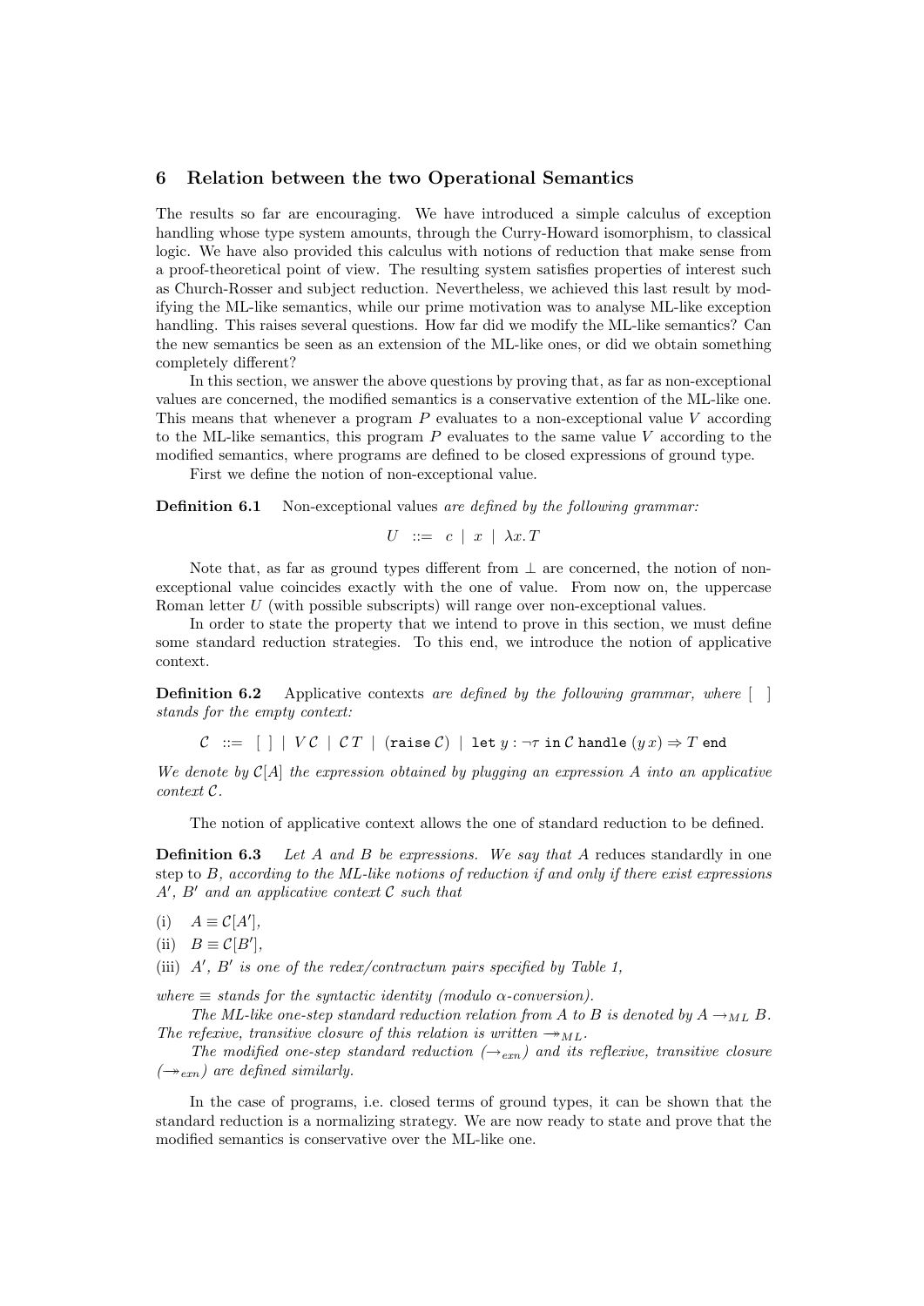## 6 Relation between the two Operational Semantics

The results so far are encouraging. We have introduced a simple calculus of exception handling whose type system amounts, through the Curry-Howard isomorphism, to classical logic. We have also provided this calculus with notions of reduction that make sense from a proof-theoretical point of view. The resulting system satisfies properties of interest such as Church-Rosser and subject reduction. Nevertheless, we achieved this last result by modifying the ML-like semantics, while our prime motivation was to analyse ML-like exception handling. This raises several questions. How far did we modify the ML-like semantics? Can the new semantics be seen as an extension of the ML-like ones, or did we obtain something completely different?

In this section, we answer the above questions by proving that, as far as non-exceptional values are concerned, the modified semantics is a conservative extention of the ML-like one. This means that whenever a program $P$ evaluates to a non-exceptional value $V$ according to the ML-like semantics, this program $P$ evaluates to the same value $V$ according to the modified semantics, where programs are defined to be closed expressions of ground type.

First we define the notion of non-exceptional value.

**Definition 6.1** Non-exceptional values *are defined by the following grammar:*

$$U \;\;::=\;\; c \;\mid\; x \;\mid\; \lambda x.\, T$$

Note that, as far as ground types different from $\bot$ are concerned, the notion of non-exceptional value coincides exactly with the one of value. From now on, the uppercase Roman letter $U$ (with possible subscripts) will range over non-exceptional values.

In order to state the property that we intend to prove in this section, we must define some standard reduction strategies. To this end, we introduce the notion of applicative context.

**Definition 6.2** Applicative contexts *are defined by the following grammar, where* $[\;\;]$ *stands for the empty context:*

$$\mathcal{C} \;\;::=\;\; [\;\;] \;\mid\; V\,\mathcal{C} \;\mid\; \mathcal{C}\,T \;\mid\; (\texttt{raise}\,\mathcal{C}) \;\mid\; \texttt{let}\; y : \neg\tau \;\texttt{in}\; \mathcal{C}\; \texttt{handle}\; (y\,x) \Rightarrow T\; \texttt{end}$$

*We denote by* $\mathcal{C}[A]$ *the expression obtained by plugging an expression* $A$ *into an applicative context* $\mathcal{C}$*.*

The notion of applicative context allows the one of standard reduction to be defined.

**Definition 6.3** *Let* $A$ *and* $B$ *be expressions. We say that* $A$ reduces standardly in one step to $B$, *according to the ML-like notions of reduction if and only if there exist expressions* $A'$, $B'$ *and an applicative context* $\mathcal{C}$ *such that*

(i) $A \equiv \mathcal{C}[A']$,

(ii) $B \equiv \mathcal{C}[B']$,

(iii) $A'$, $B'$ *is one of the redex/contractum pairs specified by Table 1,*

*where* $\equiv$ *stands for the syntactic identity (modulo* $\alpha$*-conversion).*

*The ML-like one-step standard reduction relation from* $A$ *to* $B$ *is denoted by* $A \to_{ML} B$*. The refexive, transitive closure of this relation is written* $\twoheadrightarrow_{ML}$*.*

*The modified one-step standard reduction* ($\to_{exn}$) *and its reflexive, transitive closure* ($\twoheadrightarrow_{exn}$) *are defined similarly.*

In the case of programs, i.e. closed terms of ground types, it can be shown that the standard reduction is a normalizing strategy. We are now ready to state and prove that the modified semantics is conservative over the ML-like one.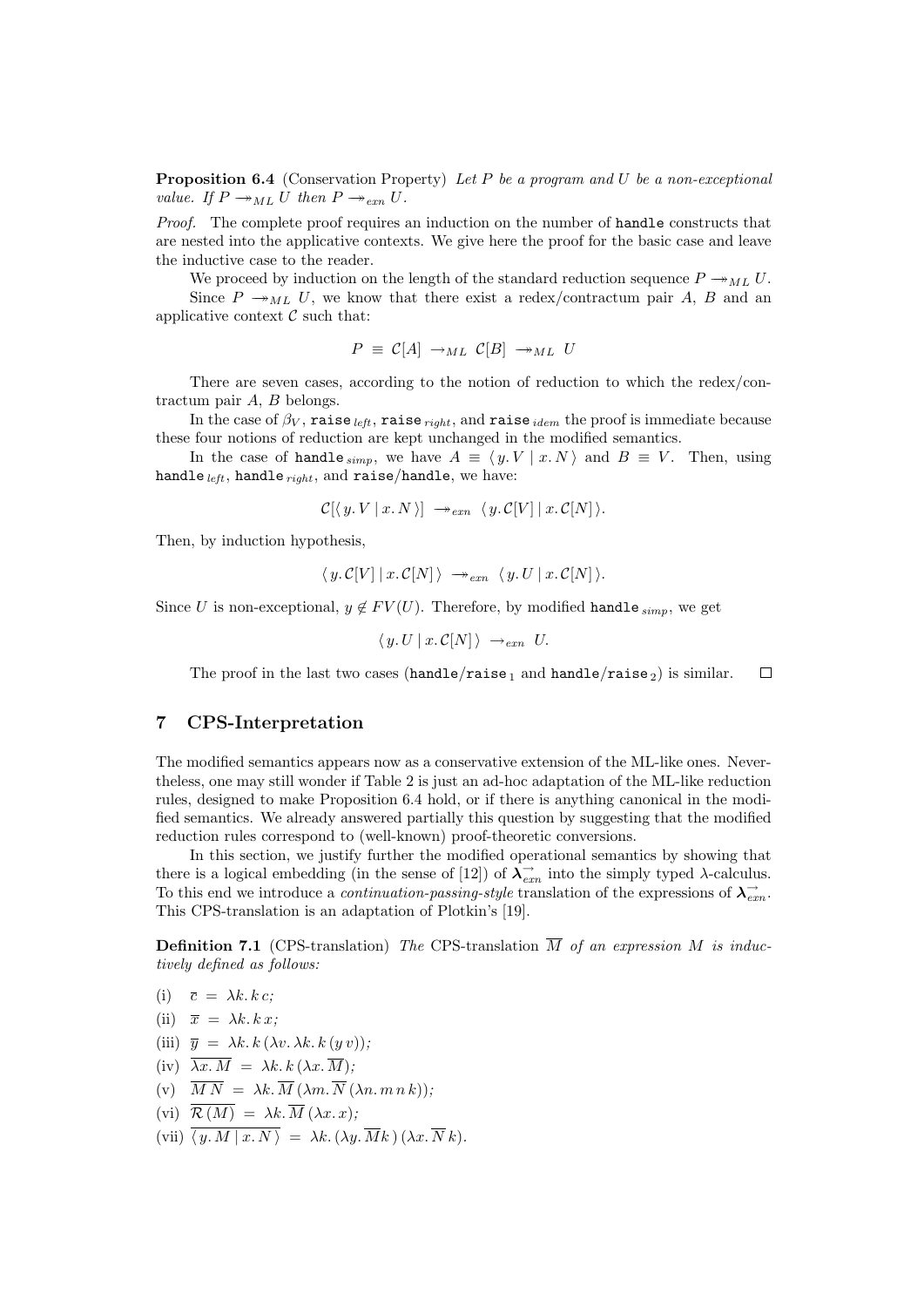**Proposition 6.4** (Conservation Property) *Let $P$ be a program and $U$ be a non-exceptional value. If $P \twoheadrightarrow_{ML} U$ then $P \twoheadrightarrow_{exn} U$.*

*Proof.* The complete proof requires an induction on the number of `handle` constructs that are nested into the applicative contexts. We give here the proof for the basic case and leave the inductive case to the reader.

We proceed by induction on the length of the standard reduction sequence $P \twoheadrightarrow_{ML} U$.

Since $P \twoheadrightarrow_{ML} U$, we know that there exist a redex/contractum pair $A$, $B$ and an applicative context $\mathcal{C}$ such that:

$$P \;\equiv\; \mathcal{C}[A] \;\rightarrow_{ML}\; \mathcal{C}[B] \;\twoheadrightarrow_{ML}\; U$$

There are seven cases, according to the notion of reduction to which the redex/contractum pair $A$, $B$ belongs.

In the case of $\beta_V$, $\texttt{raise}_{\,left}$, $\texttt{raise}_{\,right}$, and $\texttt{raise}_{\,idem}$ the proof is immediate because these four notions of reduction are kept unchanged in the modified semantics.

In the case of $\texttt{handle}_{\,simp}$, we have $A \equiv \langle\, y.\, V \mid x.\, N \,\rangle$ and $B \equiv V$. Then, using $\texttt{handle}_{\,left}$, $\texttt{handle}_{\,right}$, and $\texttt{raise/handle}$, we have:

$$\mathcal{C}[\langle\, y.\, V \mid x.\, N \,\rangle] \;\twoheadrightarrow_{exn}\; \langle\, y.\, \mathcal{C}[V] \mid x.\, \mathcal{C}[N] \,\rangle.$$

Then, by induction hypothesis,

$$\langle\, y.\, \mathcal{C}[V] \mid x.\, \mathcal{C}[N] \,\rangle \;\twoheadrightarrow_{exn}\; \langle\, y.\, U \mid x.\, \mathcal{C}[N] \,\rangle.$$

Since $U$ is non-exceptional, $y \notin FV(U)$. Therefore, by modified $\texttt{handle}_{\,simp}$, we get

$$\langle\, y.\, U \mid x.\, \mathcal{C}[N] \,\rangle \;\rightarrow_{exn}\; U.$$

The proof in the last two cases ($\texttt{handle/raise}_{\,1}$ and $\texttt{handle/raise}_{\,2}$) is similar. $\square$

## 7 CPS-Interpretation

The modified semantics appears now as a conservative extension of the ML-like ones. Nevertheless, one may still wonder if Table 2 is just an ad-hoc adaptation of the ML-like reduction rules, designed to make Proposition 6.4 hold, or if there is anything canonical in the modified semantics. We already answered partially this question by suggesting that the modified reduction rules correspond to (well-known) proof-theoretic conversions.

In this section, we justify further the modified operational semantics by showing that there is a logical embedding (in the sense of [12]) of $\boldsymbol{\lambda}^{\rightarrow}_{exn}$ into the simply typed $\lambda$-calculus. To this end we introduce a *continuation-passing-style* translation of the expressions of $\boldsymbol{\lambda}^{\rightarrow}_{exn}$. This CPS-translation is an adaptation of Plotkin's [19].

**Definition 7.1** (CPS-translation) *The* CPS-translation $\overline{M}$ *of an expression $M$ is inductively defined as follows:*

- (i) $\overline{c} \;=\; \lambda k.\, k\, c;$
- (ii) $\overline{x} \;=\; \lambda k.\, k\, x;$
- (iii) $\overline{y} \;=\; \lambda k.\, k\, (\lambda v.\, \lambda k.\, k\, (y\, v));$
- (iv) $\overline{\lambda x.\, M} \;=\; \lambda k.\, k\, (\lambda x.\, \overline{M});$
- (v) $\overline{M\, N} \;=\; \lambda k.\, \overline{M}\, (\lambda m.\, \overline{N}\, (\lambda n.\, m\, n\, k));$
- (vi) $\overline{\mathcal{R}\,(M)} \;=\; \lambda k.\, \overline{M}\, (\lambda x.\, x);$
- (vii) $\overline{\langle\, y.\, M \mid x.\, N \,\rangle} \;=\; \lambda k.\, (\lambda y.\, \overline{M} k\,)\, (\lambda x.\, \overline{N}\, k).$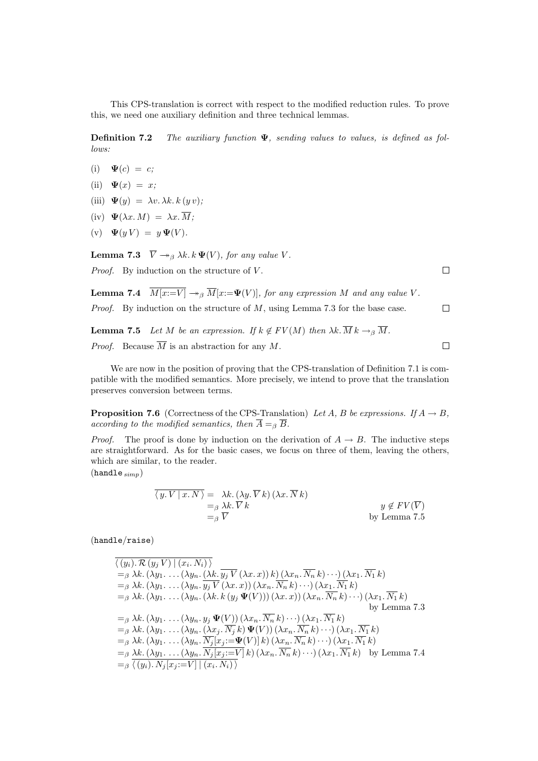This CPS-translation is correct with respect to the modified reduction rules. To prove this, we need one auxiliary definition and three technical lemmas.

**Definition 7.2** *The auxiliary function* $\mathbf{\Psi}$*, sending values to values, is defined as follows:*

(i) $\mathbf{\Psi}(c) \;=\; c;$

(ii) $\mathbf{\Psi}(x) \;=\; x;$

(iii) $\mathbf{\Psi}(y) \;=\; \lambda v.\, \lambda k.\, k\,(y\,v);$

(iv) $\mathbf{\Psi}(\lambda x.\, M) \;=\; \lambda x.\, \overline{M};$

(v) $\mathbf{\Psi}(y\,V) \;=\; y\,\mathbf{\Psi}(V).$

**Lemma 7.3** $\overline{V} \twoheadrightarrow_\beta \lambda k.\, k\, \mathbf{\Psi}(V)$*, for any value* $V$*.*

*Proof.* By induction on the structure of $V$. ◻

**Lemma 7.4** $\overline{M[x{:=}V]} \twoheadrightarrow_\beta \overline{M}[x{:=}\mathbf{\Psi}(V)]$*, for any expression* $M$ *and any value* $V$*.*

*Proof.* By induction on the structure of $M$, using Lemma 7.3 for the base case. ◻

**Lemma 7.5** *Let* $M$ *be an expression. If* $k \notin FV(M)$ *then* $\lambda k.\, \overline{M}\, k \rightarrow_\beta \overline{M}$*.*

*Proof.* Because $\overline{M}$ is an abstraction for any $M$. ◻

We are now in the position of proving that the CPS-translation of Definition 7.1 is compatible with the modified semantics. More precisely, we intend to prove that the translation preserves conversion between terms.

**Proposition 7.6** (Correctness of the CPS-Translation) *Let* $A$*,* $B$ *be expressions. If* $A \rightarrow B$*, according to the modified semantics, then* $\overline{A} =_\beta \overline{B}$*.*

*Proof.* The proof is done by induction on the derivation of $A \rightarrow B$. The inductive steps are straightforward. As for the basic cases, we focus on three of them, leaving the others, which are similar, to the reader.

($\texttt{handle}_{simp}$)

$$
\begin{aligned}
\overline{\langle\, y.\, V \mid x.\, N \,\rangle} &= \;\lambda k.\, (\lambda y.\, \overline{V}\, k)\, (\lambda x.\, \overline{N}\, k) & \\
&=_\beta \lambda k.\, \overline{V}\, k & y \notin FV(\overline{V}) \\
&=_\beta \overline{V} & \text{by Lemma 7.5}
\end{aligned}
$$

($\texttt{handle}/\texttt{raise}$)

$$
\begin{aligned}
&\overline{\langle\, (y_i).\, \mathcal{R}\,(y_j\, V) \mid (x_i.\, N_i) \,\rangle} \\
&=_\beta \lambda k.\, (\lambda y_1.\, \ldots (\lambda y_n.\, (\lambda k.\, \overline{y_j\, V}\, (\lambda x.\, x))\, k)\, (\lambda x_n.\, \overline{N_n}\, k) \cdots)\, (\lambda x_1.\, \overline{N_1}\, k) \\
&=_\beta \lambda k.\, (\lambda y_1.\, \ldots (\lambda y_n.\, \overline{y_j\, V}\, (\lambda x.\, x))\, (\lambda x_n.\, \overline{N_n}\, k) \cdots)\, (\lambda x_1.\, \overline{N_1}\, k) \\
&=_\beta \lambda k.\, (\lambda y_1.\, \ldots (\lambda y_n.\, (\lambda k.\, k\, (y_j\, \mathbf{\Psi}(V)))\, (\lambda x.\, x))\, (\lambda x_n.\, \overline{N_n}\, k) \cdots)\, (\lambda x_1.\, \overline{N_1}\, k) \\
&\hspace{25em} \text{by Lemma 7.3} \\
&=_\beta \lambda k.\, (\lambda y_1.\, \ldots (\lambda y_n.\, y_j\, \mathbf{\Psi}(V))\, (\lambda x_n.\, \overline{N_n}\, k) \cdots)\, (\lambda x_1.\, \overline{N_1}\, k) \\
&=_\beta \lambda k.\, (\lambda y_1.\, \ldots (\lambda y_n.\, (\lambda x_j.\, \overline{N_j}\, k)\, \mathbf{\Psi}(V))\, (\lambda x_n.\, \overline{N_n}\, k) \cdots)\, (\lambda x_1.\, \overline{N_1}\, k) \\
&=_\beta \lambda k.\, (\lambda y_1.\, \ldots (\lambda y_n.\, \overline{N_j}[x_j{:=}\mathbf{\Psi}(V)]\, k)\, (\lambda x_n.\, \overline{N_n}\, k) \cdots)\, (\lambda x_1.\, \overline{N_1}\, k) \\
&=_\beta \lambda k.\, (\lambda y_1.\, \ldots (\lambda y_n.\, \overline{N_j[x_j{:=}V]}\, k)\, (\lambda x_n.\, \overline{N_n}\, k) \cdots)\, (\lambda x_1.\, \overline{N_1}\, k) \quad \text{by Lemma 7.4} \\
&=_\beta \overline{\langle\, (y_i).\, N_j[x_j{:=}V] \mid (x_i.\, N_i) \,\rangle}
\end{aligned}
$$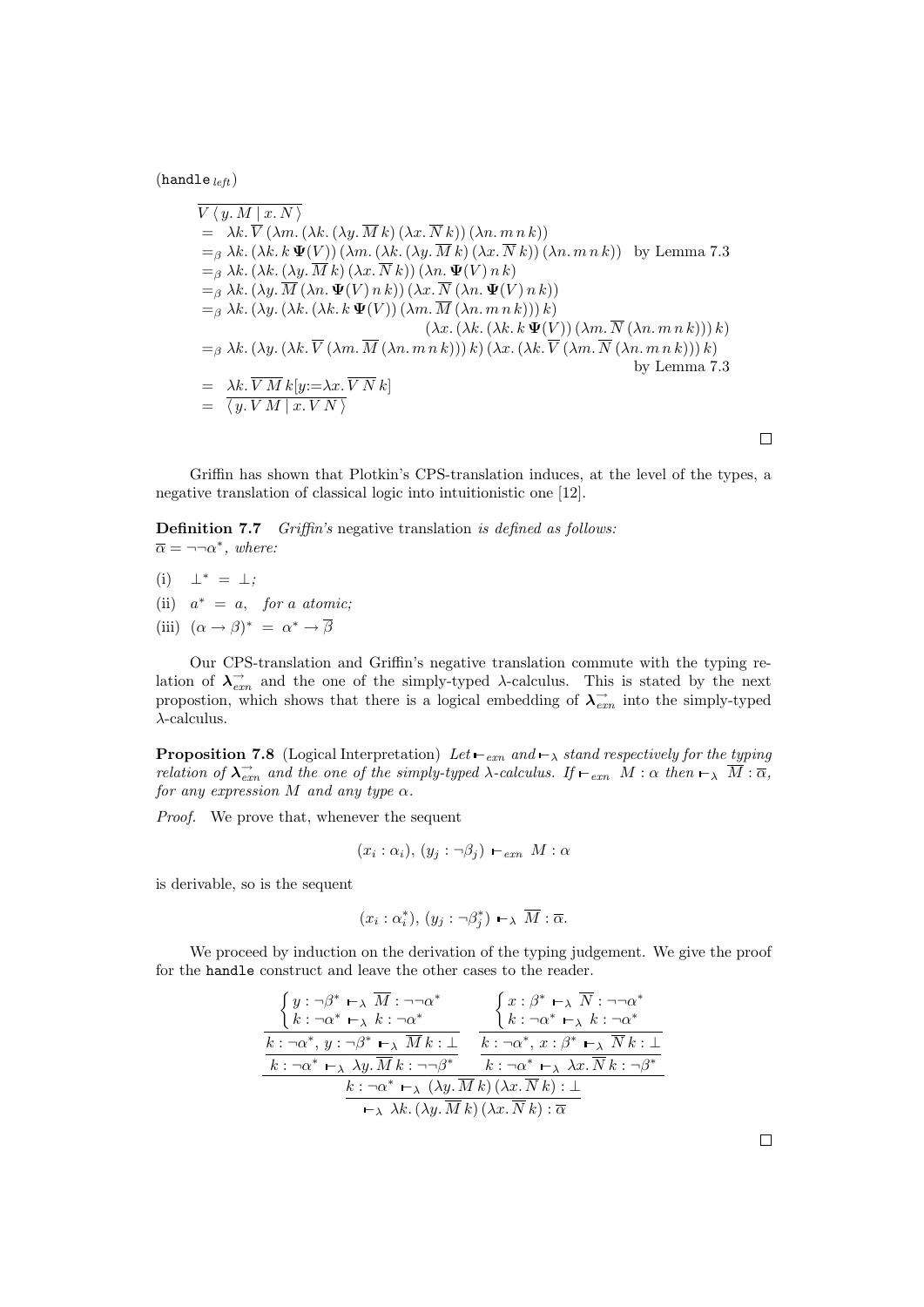(handle$_{left}$)

$$
\begin{array}{ll}
& \overline{V\,\langle\, y.\, M \mid x.\, N\,\rangle} \\
= & \lambda k.\,\overline{V}\,(\lambda m.\,(\lambda k.\,(\lambda y.\,\overline{M}\,k)\,(\lambda x.\,\overline{N}\,k))\,(\lambda n.\,m\,n\,k)) \\
=_\beta & \lambda k.\,(\lambda k.\,k\,\mathbf{\Psi}(V))\,(\lambda m.\,(\lambda k.\,(\lambda y.\,\overline{M}\,k)\,(\lambda x.\,\overline{N}\,k))\,(\lambda n.\,m\,n\,k)) \quad \text{by Lemma 7.3} \\
=_\beta & \lambda k.\,(\lambda k.\,(\lambda y.\,\overline{M}\,k)\,(\lambda x.\,\overline{N}\,k))\,(\lambda n.\,\mathbf{\Psi}(V)\,n\,k) \\
=_\beta & \lambda k.\,(\lambda y.\,\overline{M}\,(\lambda n.\,\mathbf{\Psi}(V)\,n\,k))\,(\lambda x.\,\overline{N}\,(\lambda n.\,\mathbf{\Psi}(V)\,n\,k)) \\
=_\beta & \lambda k.\,(\lambda y.\,(\lambda k.\,(\lambda k.\,k\,\mathbf{\Psi}(V))\,(\lambda m.\,\overline{M}\,(\lambda n.\,m\,n\,k)))\,k) \\
& \qquad (\lambda x.\,(\lambda k.\,(\lambda k.\,k\,\mathbf{\Psi}(V))\,(\lambda m.\,\overline{N}\,(\lambda n.\,m\,n\,k)))\,k) \\
=_\beta & \lambda k.\,(\lambda y.\,(\lambda k.\,\overline{V}\,(\lambda m.\,\overline{M}\,(\lambda n.\,m\,n\,k)))\,k)\,(\lambda x.\,(\lambda k.\,\overline{V}\,(\lambda m.\,\overline{N}\,(\lambda n.\,m\,n\,k)))\,k) \\
& \qquad \text{by Lemma 7.3} \\
= & \lambda k.\,\overline{V\,M}\,k[y{:=}\lambda x.\,\overline{V\,N}\,k] \\
= & \overline{\langle\, y.\, V\,M \mid x.\, V\,N\,\rangle}
\end{array}
$$

□

Griffin has shown that Plotkin's CPS-translation induces, at the level of the types, a negative translation of classical logic into intuitionistic one [12].

**Definition 7.7** *Griffin's* negative translation *is defined as follows:* $\overline{\alpha} = \neg\neg\alpha^*$, *where:*

(i) $\bot^* \;=\; \bot$;

(ii) $a^* \;=\; a$, *for a atomic;*

(iii) $(\alpha \to \beta)^* \;=\; \alpha^* \to \overline{\beta}$

Our CPS-translation and Griffin's negative translation commute with the typing relation of $\boldsymbol{\lambda}^{\rightarrow}_{exn}$ and the one of the simply-typed $\lambda$-calculus. This is stated by the next propostion, which shows that there is a logical embedding of $\boldsymbol{\lambda}^{\rightarrow}_{exn}$ into the simply-typed $\lambda$-calculus.

**Proposition 7.8** (Logical Interpretation) *Let* $\vdash_{exn}$ *and* $\vdash_{\lambda}$ *stand respectively for the typing relation of* $\boldsymbol{\lambda}^{\rightarrow}_{exn}$ *and the one of the simply-typed* $\lambda$*-calculus. If* $\vdash_{exn} M : \alpha$ *then* $\vdash_{\lambda} \overline{M} : \overline{\alpha}$, *for any expression* $M$ *and any type* $\alpha$.

*Proof.* We prove that, whenever the sequent

$$(x_i : \alpha_i),\, (y_j : \neg\beta_j) \;\vdash_{exn}\; M : \alpha$$

is derivable, so is the sequent

$$(x_i : \alpha_i^*),\, (y_j : \neg\beta_j^*) \;\vdash_{\lambda}\; \overline{M} : \overline{\alpha}.$$

We proceed by induction on the derivation of the typing judgement. We give the proof for the handle construct and leave the other cases to the reader.

$$
\dfrac{
\dfrac{
\dfrac{
\begin{cases} y : \neg\beta^* \vdash_{\lambda} \overline{M} : \neg\neg\alpha^* \\ k : \neg\alpha^* \vdash_{\lambda} k : \neg\alpha^* \end{cases}
}{
k : \neg\alpha^*,\, y : \neg\beta^* \vdash_{\lambda} \overline{M}\,k : \bot
}
}{
k : \neg\alpha^* \vdash_{\lambda} \lambda y.\,\overline{M}\,k : \neg\neg\beta^*
}
\qquad
\dfrac{
\dfrac{
\begin{cases} x : \beta^* \vdash_{\lambda} \overline{N} : \neg\neg\alpha^* \\ k : \neg\alpha^* \vdash_{\lambda} k : \neg\alpha^* \end{cases}
}{
k : \neg\alpha^*,\, x : \beta^* \vdash_{\lambda} \overline{N}\,k : \bot
}
}{
k : \neg\alpha^* \vdash_{\lambda} \lambda x.\,\overline{N}\,k : \neg\beta^*
}
}{
\dfrac{
k : \neg\alpha^* \vdash_{\lambda} (\lambda y.\,\overline{M}\,k)\,(\lambda x.\,\overline{N}\,k) : \bot
}{
\vdash_{\lambda} \lambda k.\,(\lambda y.\,\overline{M}\,k)\,(\lambda x.\,\overline{N}\,k) : \overline{\alpha}
}
}
$$

□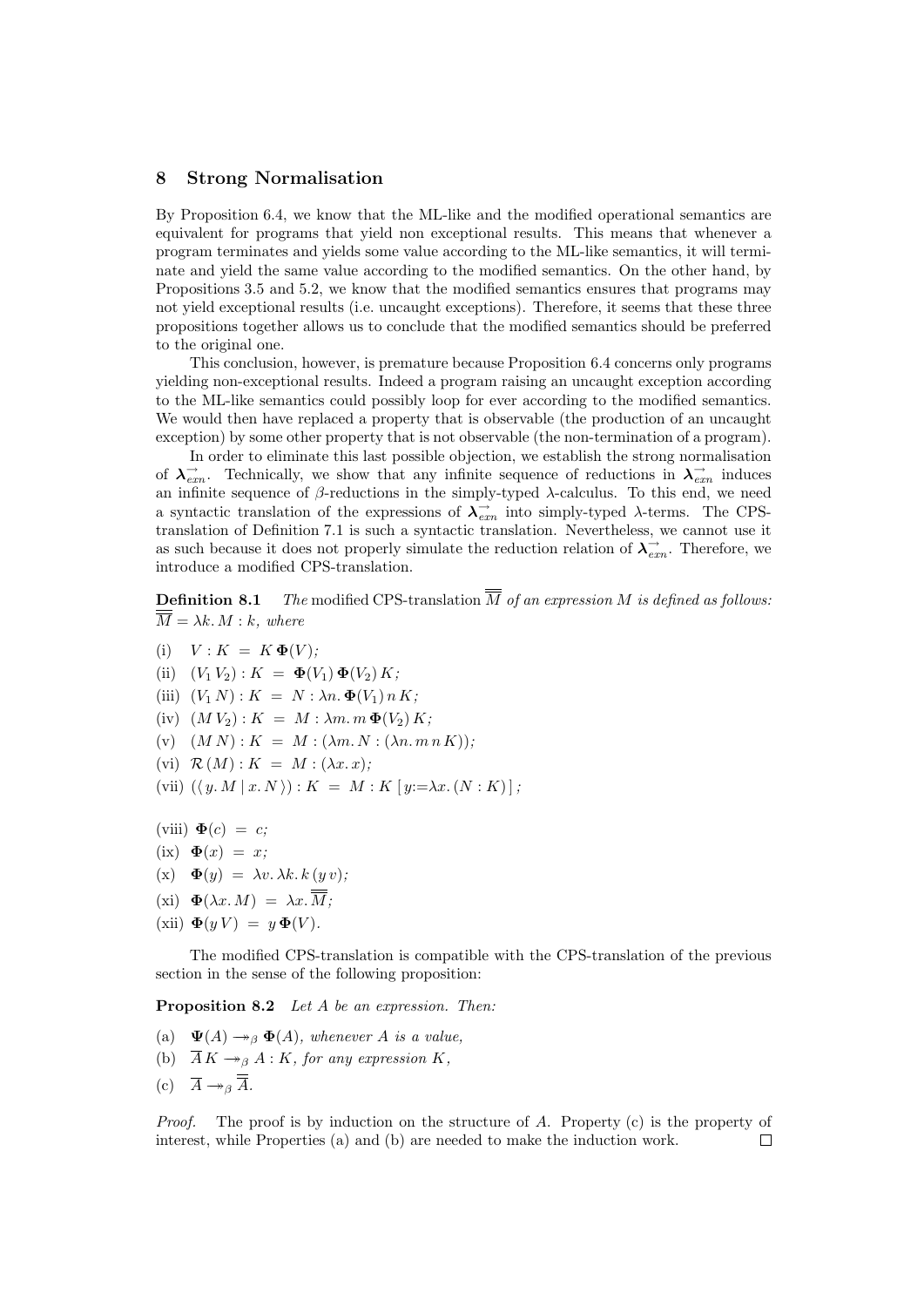## 8 Strong Normalisation

By Proposition 6.4, we know that the ML-like and the modified operational semantics are equivalent for programs that yield non exceptional results. This means that whenever a program terminates and yields some value according to the ML-like semantics, it will terminate and yield the same value according to the modified semantics. On the other hand, by Propositions 3.5 and 5.2, we know that the modified semantics ensures that programs may not yield exceptional results (i.e. uncaught exceptions). Therefore, it seems that these three propositions together allows us to conclude that the modified semantics should be preferred to the original one.

This conclusion, however, is premature because Proposition 6.4 concerns only programs yielding non-exceptional results. Indeed a program raising an uncaught exception according to the ML-like semantics could possibly loop for ever according to the modified semantics. We would then have replaced a property that is observable (the production of an uncaught exception) by some other property that is not observable (the non-termination of a program).

In order to eliminate this last possible objection, we establish the strong normalisation of $\boldsymbol{\lambda}^{\rightarrow}_{exn}$. Technically, we show that any infinite sequence of reductions in $\boldsymbol{\lambda}^{\rightarrow}_{exn}$ induces an infinite sequence of $\beta$-reductions in the simply-typed $\lambda$-calculus. To this end, we need a syntactic translation of the expressions of $\boldsymbol{\lambda}^{\rightarrow}_{exn}$ into simply-typed $\lambda$-terms. The CPS-translation of Definition 7.1 is such a syntactic translation. Nevertheless, we cannot use it as such because it does not properly simulate the reduction relation of $\boldsymbol{\lambda}^{\rightarrow}_{exn}$. Therefore, we introduce a modified CPS-translation.

**Definition 8.1** *The* modified CPS-translation $\overline{\overline{M}}$ *of an expression $M$ is defined as follows:* $\overline{\overline{M}} = \lambda k.\, M : k$*, where*

(i) $V : K \;=\; K\,\mathbf{\Phi}(V)$;

(ii) $(V_1\,V_2) : K \;=\; \mathbf{\Phi}(V_1)\,\mathbf{\Phi}(V_2)\,K$;

(iii) $(V_1\,N) : K \;=\; N : \lambda n.\, \mathbf{\Phi}(V_1)\,n\,K$;

(iv) $(M\,V_2) : K \;=\; M : \lambda m.\, m\,\mathbf{\Phi}(V_2)\,K$;

(v) $(M\,N) : K \;=\; M : (\lambda m.\, N : (\lambda n.\, m\,n\,K))$;

(vi) $\mathcal{R}\,(M) : K \;=\; M : (\lambda x.\, x)$;

(vii) $(\langle\, y.\, M \mid x.\, N\,\rangle) : K \;=\; M : K\,[\,y{:=}\lambda x.\,(N : K)\,]$;

(viii) $\mathbf{\Phi}(c) \;=\; c$;

(ix) $\mathbf{\Phi}(x) \;=\; x$;

(x) $\mathbf{\Phi}(y) \;=\; \lambda v.\, \lambda k.\, k\,(y\,v)$;

(xi) $\mathbf{\Phi}(\lambda x.\, M) \;=\; \lambda x.\, \overline{\overline{M}}$;

(xii) $\mathbf{\Phi}(y\,V) \;=\; y\,\mathbf{\Phi}(V)$.

The modified CPS-translation is compatible with the CPS-translation of the previous section in the sense of the following proposition:

**Proposition 8.2** *Let $A$ be an expression. Then:*

(a) $\mathbf{\Psi}(A) \twoheadrightarrow_\beta \mathbf{\Phi}(A)$*, whenever $A$ is a value,*

(b) $\overline{A}\,K \twoheadrightarrow_\beta A : K$*, for any expression $K$,*

(c) $\overline{A} \twoheadrightarrow_\beta \overline{\overline{A}}$.

*Proof.* The proof is by induction on the structure of $A$. Property (c) is the property of interest, while Properties (a) and (b) are needed to make the induction work. □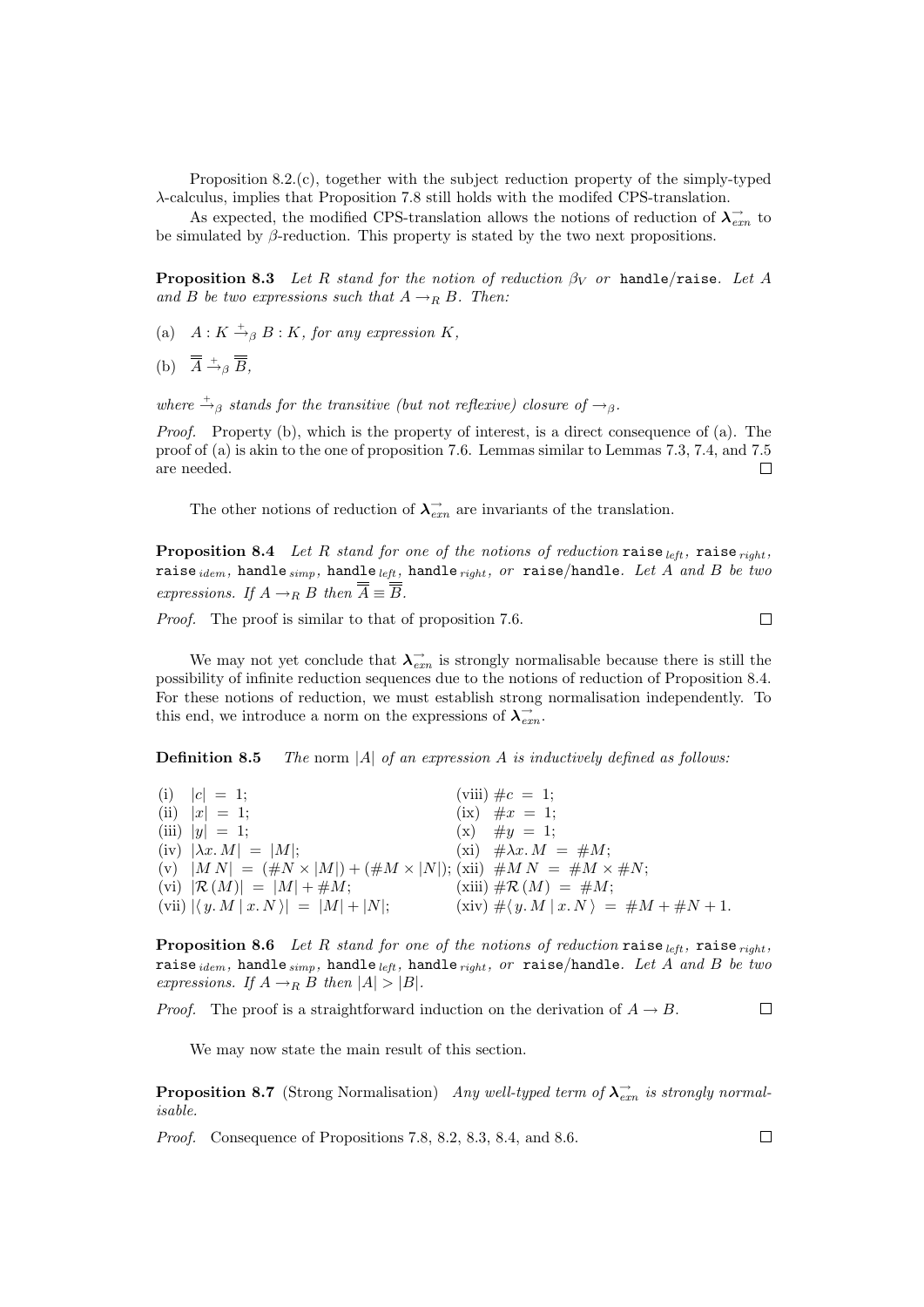Proposition 8.2.(c), together with the subject reduction property of the simply-typed $\lambda$-calculus, implies that Proposition 7.8 still holds with the modifed CPS-translation.

As expected, the modified CPS-translation allows the notions of reduction of $\boldsymbol{\lambda}_{exn}^{\rightarrow}$ to be simulated by $\beta$-reduction. This property is stated by the two next propositions.

**Proposition 8.3** *Let $R$ stand for the notion of reduction $\beta_V$ or* `handle/raise`. *Let $A$ and $B$ be two expressions such that $A \rightarrow_R B$. Then:*

(a) $A : K \xrightarrow{+}_{\beta} B : K$*, for any expression $K$,*

(b) $\overline{\overline{A}} \xrightarrow{+}_{\beta} \overline{\overline{B}}$*,*

*where $\xrightarrow{+}_{\beta}$ stands for the transitive (but not reflexive) closure of $\rightarrow_{\beta}$.*

*Proof.* Property (b), which is the property of interest, is a direct consequence of (a). The proof of (a) is akin to the one of proposition 7.6. Lemmas similar to Lemmas 7.3, 7.4, and 7.5 are needed. □

The other notions of reduction of $\boldsymbol{\lambda}_{exn}^{\rightarrow}$ are invariants of the translation.

**Proposition 8.4** *Let $R$ stand for one of the notions of reduction* $\texttt{raise}_{left}$, $\texttt{raise}_{right}$, $\texttt{raise}_{idem}$, $\texttt{handle}_{simp}$, $\texttt{handle}_{left}$, $\texttt{handle}_{right}$, *or* `raise/handle`. *Let $A$ and $B$ be two expressions. If $A \rightarrow_R B$ then $\overline{\overline{A}} \equiv \overline{\overline{B}}$.*

*Proof.* The proof is similar to that of proposition 7.6. □

We may not yet conclude that $\boldsymbol{\lambda}_{exn}^{\rightarrow}$ is strongly normalisable because there is still the possibility of infinite reduction sequences due to the notions of reduction of Proposition 8.4. For these notions of reduction, we must establish strong normalisation independently. To this end, we introduce a norm on the expressions of $\boldsymbol{\lambda}_{exn}^{\rightarrow}$.

**Definition 8.5** *The* norm $|A|$ *of an expression $A$ is inductively defined as follows:*

(i) $|c| = 1$;
(ii) $|x| = 1$;
(iii) $|y| = 1$;
(iv) $|\lambda x.\, M| = |M|$;
(v) $|M\, N| = (\#N \times |M|) + (\#M \times |N|)$;
(vi) $|\mathcal{R}\,(M)| = |M| + \#M$;
(vii) $|\langle\, y.\, M \mid x.\, N\,\rangle| = |M| + |N|$;
(viii) $\#c = 1$;
(ix) $\#x = 1$;
(x) $\#y = 1$;
(xi) $\#\lambda x.\, M = \#M$;
(xii) $\#M\, N = \#M \times \#N$;
(xiii) $\#\mathcal{R}\,(M) = \#M$;
(xiv) $\#\langle\, y.\, M \mid x.\, N\,\rangle = \#M + \#N + 1$.

**Proposition 8.6** *Let $R$ stand for one of the notions of reduction* $\texttt{raise}_{left}$, $\texttt{raise}_{right}$, $\texttt{raise}_{idem}$, $\texttt{handle}_{simp}$, $\texttt{handle}_{left}$, $\texttt{handle}_{right}$, *or* `raise/handle`. *Let $A$ and $B$ be two expressions. If $A \rightarrow_R B$ then $|A| > |B|$.*

*Proof.* The proof is a straightforward induction on the derivation of $A \rightarrow B$. □

We may now state the main result of this section.

**Proposition 8.7** (Strong Normalisation) *Any well-typed term of $\boldsymbol{\lambda}_{exn}^{\rightarrow}$ is strongly normalisable.*

*Proof.* Consequence of Propositions 7.8, 8.2, 8.3, 8.4, and 8.6. □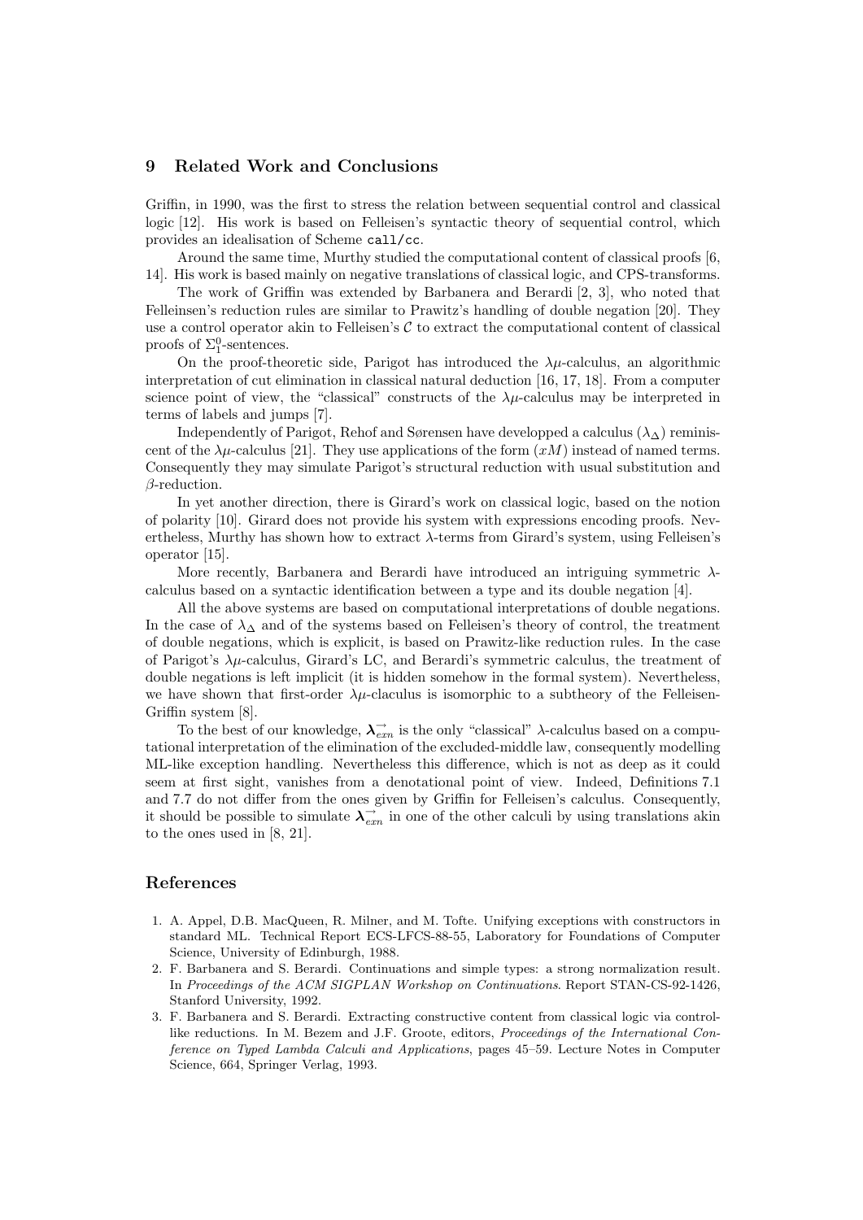## 9 Related Work and Conclusions

Griffin, in 1990, was the first to stress the relation between sequential control and classical logic [12]. His work is based on Felleisen's syntactic theory of sequential control, which provides an idealisation of Scheme `call/cc`.

Around the same time, Murthy studied the computational content of classical proofs [6, 14]. His work is based mainly on negative translations of classical logic, and CPS-transforms.

The work of Griffin was extended by Barbanera and Berardi [2, 3], who noted that Felleinsen's reduction rules are similar to Prawitz's handling of double negation [20]. They use a control operator akin to Felleisen's $\mathcal{C}$ to extract the computational content of classical proofs of $\Sigma_1^0$-sentences.

On the proof-theoretic side, Parigot has introduced the $\lambda\mu$-calculus, an algorithmic interpretation of cut elimination in classical natural deduction [16, 17, 18]. From a computer science point of view, the "classical" constructs of the $\lambda\mu$-calculus may be interpreted in terms of labels and jumps [7].

Independently of Parigot, Rehof and Sørensen have developped a calculus ($\lambda_\Delta$) reminiscent of the $\lambda\mu$-calculus [21]. They use applications of the form $(xM)$ instead of named terms. Consequently they may simulate Parigot's structural reduction with usual substitution and $\beta$-reduction.

In yet another direction, there is Girard's work on classical logic, based on the notion of polarity [10]. Girard does not provide his system with expressions encoding proofs. Nevertheless, Murthy has shown how to extract $\lambda$-terms from Girard's system, using Felleisen's operator [15].

More recently, Barbanera and Berardi have introduced an intriguing symmetric $\lambda$-calculus based on a syntactic identification between a type and its double negation [4].

All the above systems are based on computational interpretations of double negations. In the case of $\lambda_\Delta$ and of the systems based on Felleisen's theory of control, the treatment of double negations, which is explicit, is based on Prawitz-like reduction rules. In the case of Parigot's $\lambda\mu$-calculus, Girard's LC, and Berardi's symmetric calculus, the treatment of double negations is left implicit (it is hidden somehow in the formal system). Nevertheless, we have shown that first-order $\lambda\mu$-claculus is isomorphic to a subtheory of the Felleisen-Griffin system [8].

To the best of our knowledge, $\boldsymbol{\lambda}_{exn}^{\rightarrow}$ is the only "classical" $\lambda$-calculus based on a computational interpretation of the elimination of the excluded-middle law, consequently modelling ML-like exception handling. Nevertheless this difference, which is not as deep as it could seem at first sight, vanishes from a denotational point of view. Indeed, Definitions 7.1 and 7.7 do not differ from the ones given by Griffin for Felleisen's calculus. Consequently, it should be possible to simulate $\boldsymbol{\lambda}_{exn}^{\rightarrow}$ in one of the other calculi by using translations akin to the ones used in [8, 21].

## References

1. A. Appel, D.B. MacQueen, R. Milner, and M. Tofte. Unifying exceptions with constructors in standard ML. Technical Report ECS-LFCS-88-55, Laboratory for Foundations of Computer Science, University of Edinburgh, 1988.
2. F. Barbanera and S. Berardi. Continuations and simple types: a strong normalization result. In *Proceedings of the ACM SIGPLAN Workshop on Continuations*. Report STAN-CS-92-1426, Stanford University, 1992.
3. F. Barbanera and S. Berardi. Extracting constructive content from classical logic via control-like reductions. In M. Bezem and J.F. Groote, editors, *Proceedings of the International Conference on Typed Lambda Calculi and Applications*, pages 45–59. Lecture Notes in Computer Science, 664, Springer Verlag, 1993.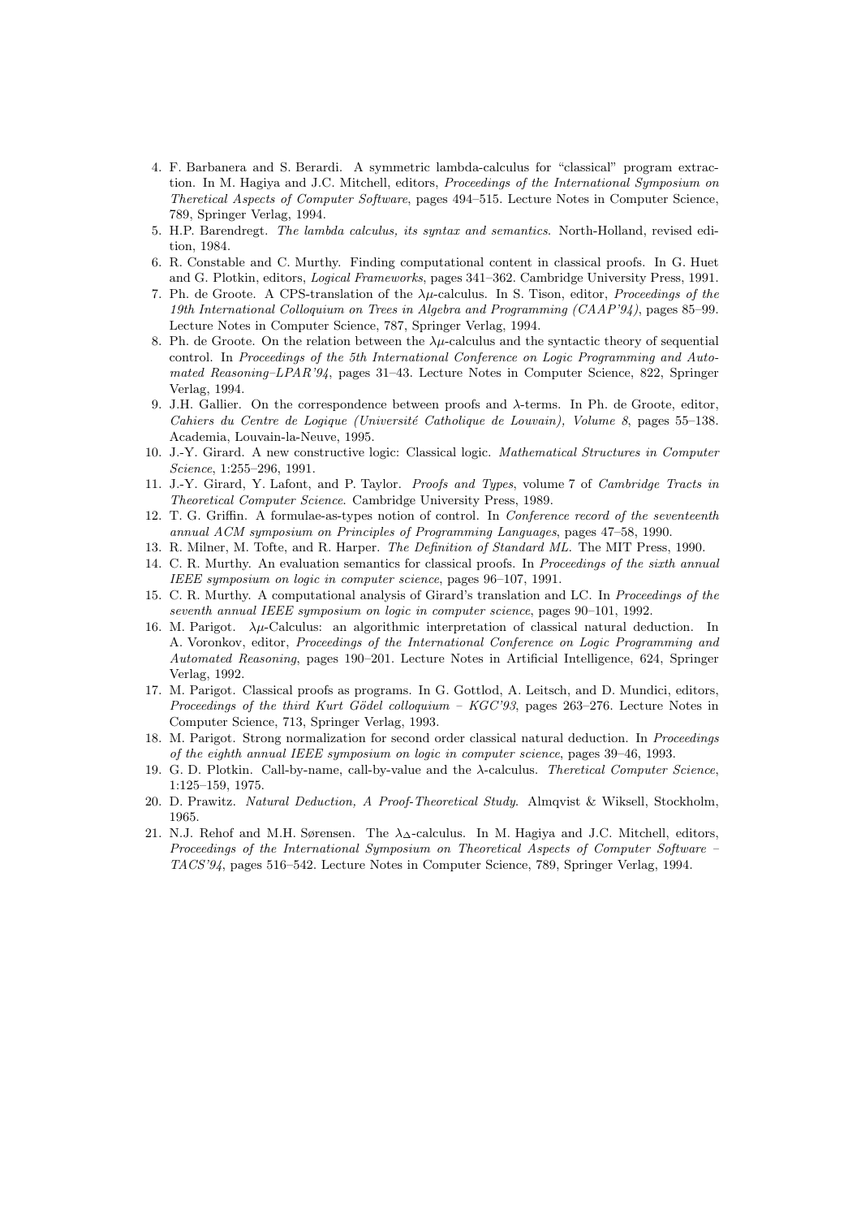4. F. Barbanera and S. Berardi. A symmetric lambda-calculus for "classical" program extraction. In M. Hagiya and J.C. Mitchell, editors, *Proceedings of the International Symposium on Theretical Aspects of Computer Software*, pages 494–515. Lecture Notes in Computer Science, 789, Springer Verlag, 1994.
5. H.P. Barendregt. *The lambda calculus, its syntax and semantics*. North-Holland, revised edition, 1984.
6. R. Constable and C. Murthy. Finding computational content in classical proofs. In G. Huet and G. Plotkin, editors, *Logical Frameworks*, pages 341–362. Cambridge University Press, 1991.
7. Ph. de Groote. A CPS-translation of the $\lambda\mu$-calculus. In S. Tison, editor, *Proceedings of the 19th International Colloquium on Trees in Algebra and Programming (CAAP'94)*, pages 85–99. Lecture Notes in Computer Science, 787, Springer Verlag, 1994.
8. Ph. de Groote. On the relation between the $\lambda\mu$-calculus and the syntactic theory of sequential control. In *Proceedings of the 5th International Conference on Logic Programming and Automated Reasoning–LPAR'94*, pages 31–43. Lecture Notes in Computer Science, 822, Springer Verlag, 1994.
9. J.H. Gallier. On the correspondence between proofs and $\lambda$-terms. In Ph. de Groote, editor, *Cahiers du Centre de Logique (Université Catholique de Louvain), Volume 8*, pages 55–138. Academia, Louvain-la-Neuve, 1995.
10. J.-Y. Girard. A new constructive logic: Classical logic. *Mathematical Structures in Computer Science*, 1:255–296, 1991.
11. J.-Y. Girard, Y. Lafont, and P. Taylor. *Proofs and Types*, volume 7 of *Cambridge Tracts in Theoretical Computer Science*. Cambridge University Press, 1989.
12. T. G. Griffin. A formulae-as-types notion of control. In *Conference record of the seventeenth annual ACM symposium on Principles of Programming Languages*, pages 47–58, 1990.
13. R. Milner, M. Tofte, and R. Harper. *The Definition of Standard ML*. The MIT Press, 1990.
14. C. R. Murthy. An evaluation semantics for classical proofs. In *Proceedings of the sixth annual IEEE symposium on logic in computer science*, pages 96–107, 1991.
15. C. R. Murthy. A computational analysis of Girard's translation and LC. In *Proceedings of the seventh annual IEEE symposium on logic in computer science*, pages 90–101, 1992.
16. M. Parigot. $\lambda\mu$-Calculus: an algorithmic interpretation of classical natural deduction. In A. Voronkov, editor, *Proceedings of the International Conference on Logic Programming and Automated Reasoning*, pages 190–201. Lecture Notes in Artificial Intelligence, 624, Springer Verlag, 1992.
17. M. Parigot. Classical proofs as programs. In G. Gottlod, A. Leitsch, and D. Mundici, editors, *Proceedings of the third Kurt Gödel colloquium – KGC'93*, pages 263–276. Lecture Notes in Computer Science, 713, Springer Verlag, 1993.
18. M. Parigot. Strong normalization for second order classical natural deduction. In *Proceedings of the eighth annual IEEE symposium on logic in computer science*, pages 39–46, 1993.
19. G. D. Plotkin. Call-by-name, call-by-value and the $\lambda$-calculus. *Theretical Computer Science*, 1:125–159, 1975.
20. D. Prawitz. *Natural Deduction, A Proof-Theoretical Study*. Almqvist & Wiksell, Stockholm, 1965.
21. N.J. Rehof and M.H. Sørensen. The $\lambda_\Delta$-calculus. In M. Hagiya and J.C. Mitchell, editors, *Proceedings of the International Symposium on Theoretical Aspects of Computer Software – TACS'94*, pages 516–542. Lecture Notes in Computer Science, 789, Springer Verlag, 1994.